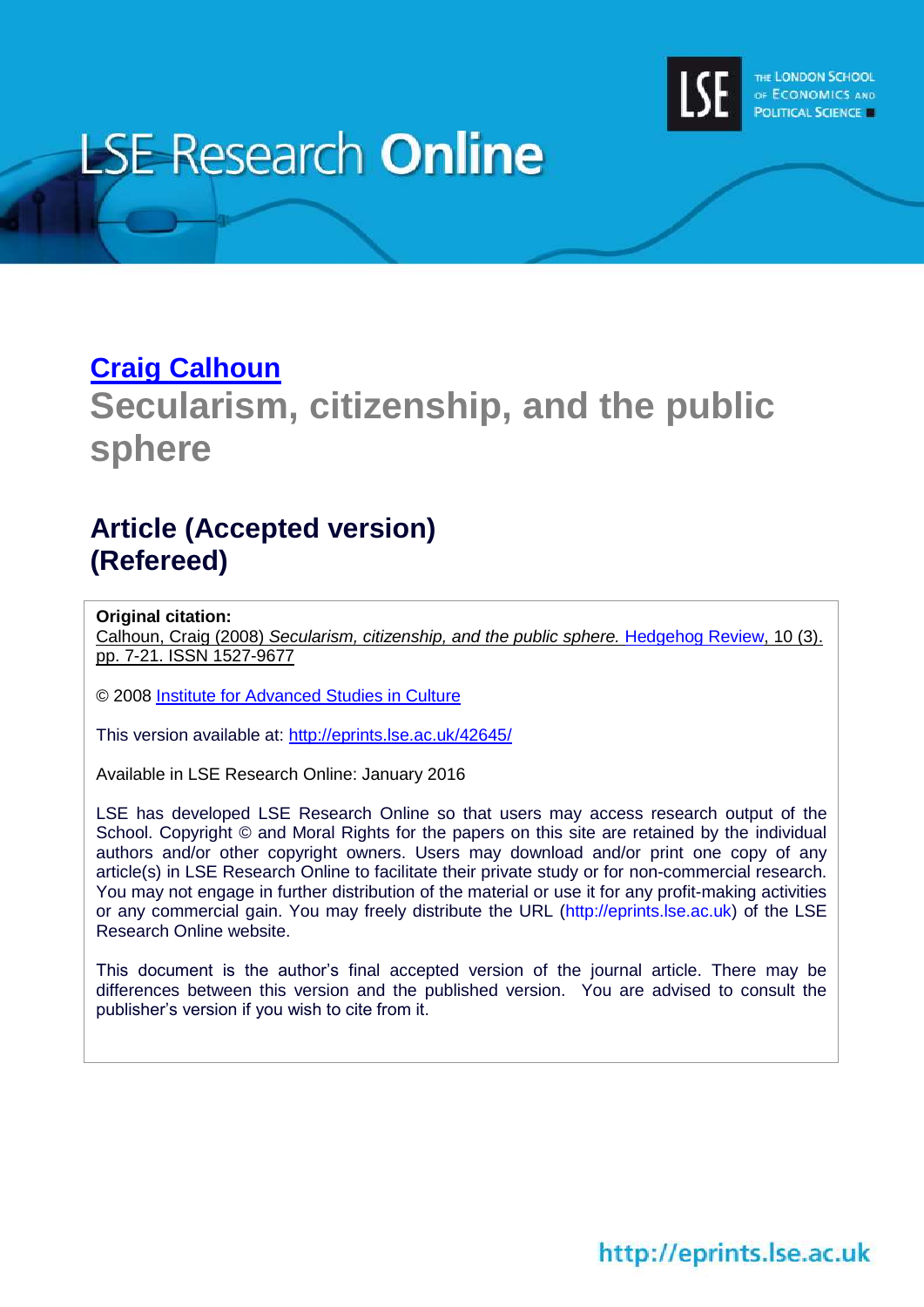LSE Research **Online**

THE LONDON SCHOOL OF ECONOMICS AND POLITICAL SCIENCE

**Craig Calhoun**

# Secularism, citizenship, and the public sphere

## Article (Accepted version)
## (Refereed)

**Original citation:**
Calhoun, Craig (2008) *Secularism, citizenship, and the public sphere.* Hedgehog Review, 10 (3). pp. 7-21. ISSN 1527-9677

© 2008 Institute for Advanced Studies in Culture

This version available at: http://eprints.lse.ac.uk/42645/

Available in LSE Research Online: January 2016

LSE has developed LSE Research Online so that users may access research output of the School. Copyright © and Moral Rights for the papers on this site are retained by the individual authors and/or other copyright owners. Users may download and/or print one copy of any article(s) in LSE Research Online to facilitate their private study or for non-commercial research. You may not engage in further distribution of the material or use it for any profit-making activities or any commercial gain. You may freely distribute the URL (http://eprints.lse.ac.uk) of the LSE Research Online website.

This document is the author's final accepted version of the journal article. There may be differences between this version and the published version. You are advised to consult the publisher's version if you wish to cite from it.

http://eprints.lse.ac.uk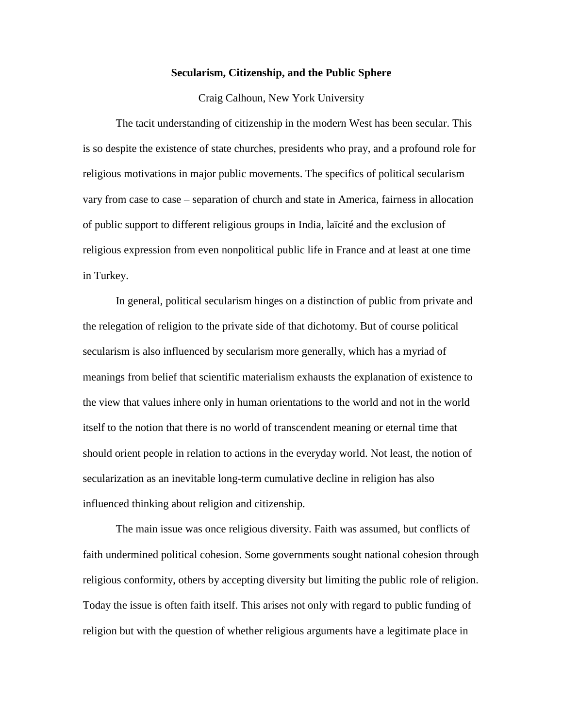**Secularism, Citizenship, and the Public Sphere**

Craig Calhoun, New York University

The tacit understanding of citizenship in the modern West has been secular. This is so despite the existence of state churches, presidents who pray, and a profound role for religious motivations in major public movements. The specifics of political secularism vary from case to case – separation of church and state in America, fairness in allocation of public support to different religious groups in India, laïcité and the exclusion of religious expression from even nonpolitical public life in France and at least at one time in Turkey.

In general, political secularism hinges on a distinction of public from private and the relegation of religion to the private side of that dichotomy. But of course political secularism is also influenced by secularism more generally, which has a myriad of meanings from belief that scientific materialism exhausts the explanation of existence to the view that values inhere only in human orientations to the world and not in the world itself to the notion that there is no world of transcendent meaning or eternal time that should orient people in relation to actions in the everyday world. Not least, the notion of secularization as an inevitable long-term cumulative decline in religion has also influenced thinking about religion and citizenship.

The main issue was once religious diversity. Faith was assumed, but conflicts of faith undermined political cohesion. Some governments sought national cohesion through religious conformity, others by accepting diversity but limiting the public role of religion. Today the issue is often faith itself. This arises not only with regard to public funding of religion but with the question of whether religious arguments have a legitimate place in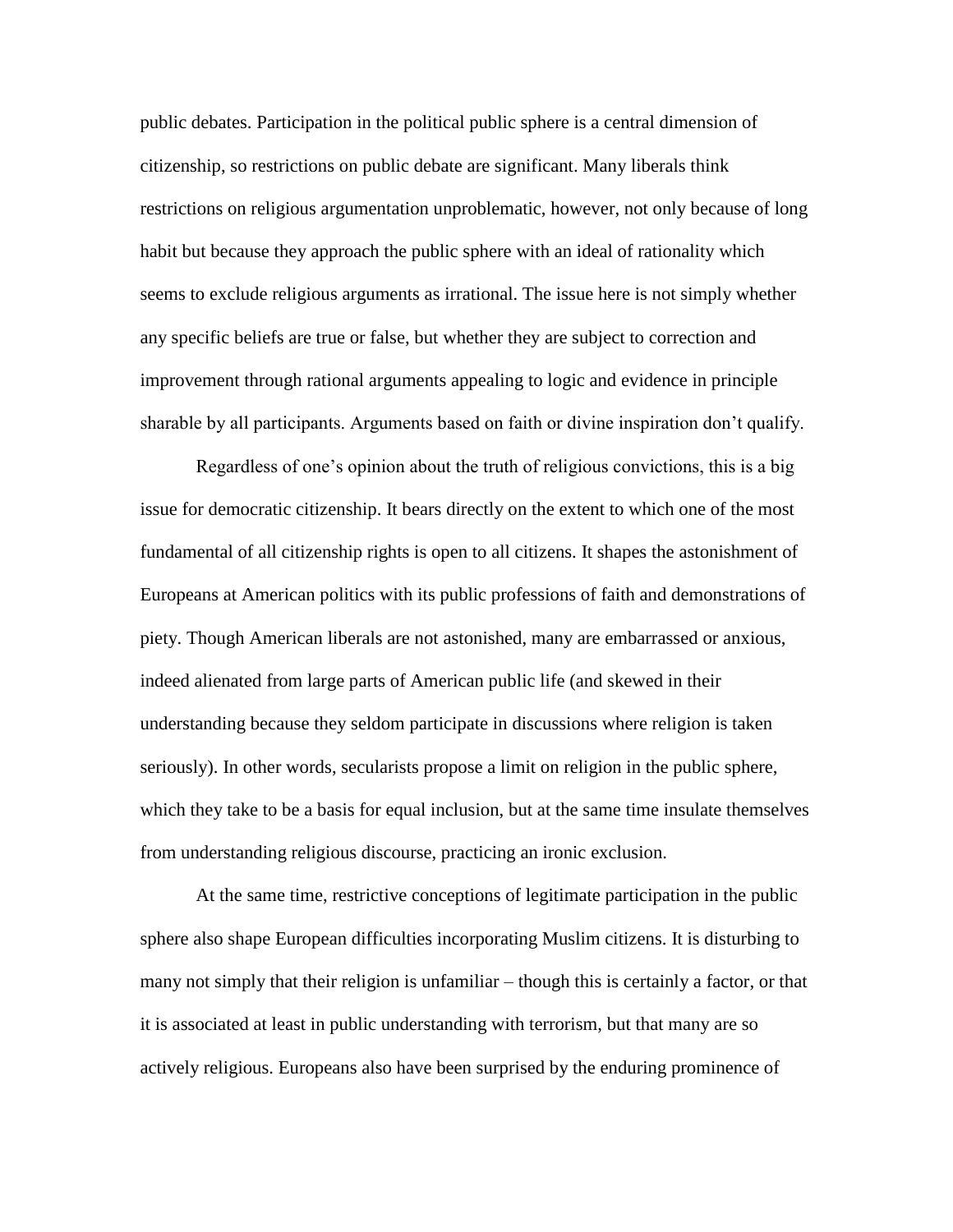public debates. Participation in the political public sphere is a central dimension of citizenship, so restrictions on public debate are significant. Many liberals think restrictions on religious argumentation unproblematic, however, not only because of long habit but because they approach the public sphere with an ideal of rationality which seems to exclude religious arguments as irrational. The issue here is not simply whether any specific beliefs are true or false, but whether they are subject to correction and improvement through rational arguments appealing to logic and evidence in principle sharable by all participants. Arguments based on faith or divine inspiration don't qualify.

Regardless of one's opinion about the truth of religious convictions, this is a big issue for democratic citizenship. It bears directly on the extent to which one of the most fundamental of all citizenship rights is open to all citizens. It shapes the astonishment of Europeans at American politics with its public professions of faith and demonstrations of piety. Though American liberals are not astonished, many are embarrassed or anxious, indeed alienated from large parts of American public life (and skewed in their understanding because they seldom participate in discussions where religion is taken seriously). In other words, secularists propose a limit on religion in the public sphere, which they take to be a basis for equal inclusion, but at the same time insulate themselves from understanding religious discourse, practicing an ironic exclusion.

At the same time, restrictive conceptions of legitimate participation in the public sphere also shape European difficulties incorporating Muslim citizens. It is disturbing to many not simply that their religion is unfamiliar – though this is certainly a factor, or that it is associated at least in public understanding with terrorism, but that many are so actively religious. Europeans also have been surprised by the enduring prominence of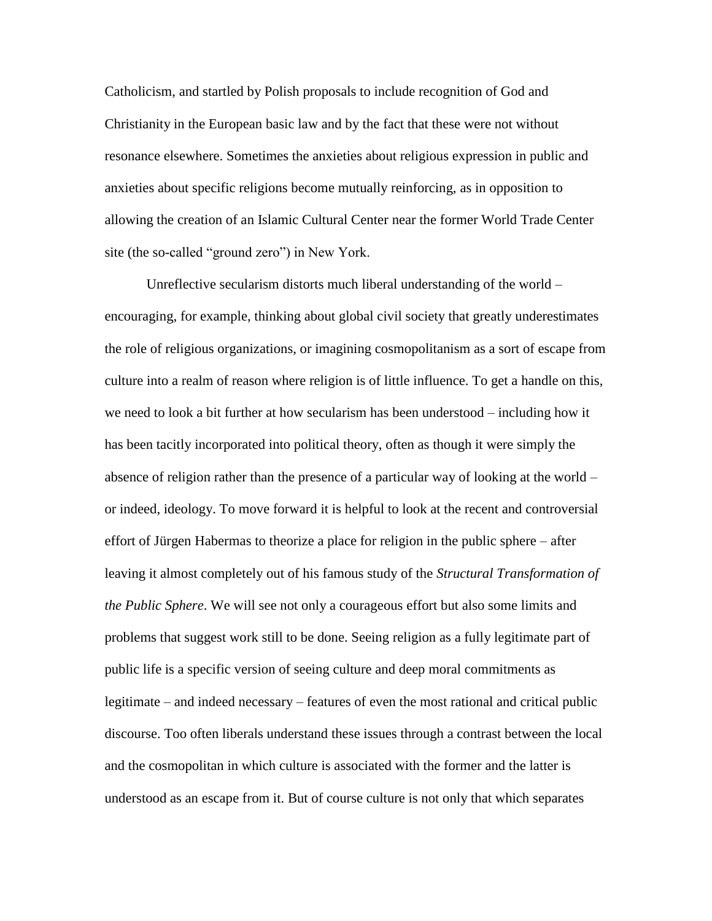Catholicism, and startled by Polish proposals to include recognition of God and Christianity in the European basic law and by the fact that these were not without resonance elsewhere. Sometimes the anxieties about religious expression in public and anxieties about specific religions become mutually reinforcing, as in opposition to allowing the creation of an Islamic Cultural Center near the former World Trade Center site (the so-called "ground zero") in New York.

Unreflective secularism distorts much liberal understanding of the world – encouraging, for example, thinking about global civil society that greatly underestimates the role of religious organizations, or imagining cosmopolitanism as a sort of escape from culture into a realm of reason where religion is of little influence. To get a handle on this, we need to look a bit further at how secularism has been understood – including how it has been tacitly incorporated into political theory, often as though it were simply the absence of religion rather than the presence of a particular way of looking at the world – or indeed, ideology. To move forward it is helpful to look at the recent and controversial effort of Jürgen Habermas to theorize a place for religion in the public sphere – after leaving it almost completely out of his famous study of the *Structural Transformation of the Public Sphere*. We will see not only a courageous effort but also some limits and problems that suggest work still to be done. Seeing religion as a fully legitimate part of public life is a specific version of seeing culture and deep moral commitments as legitimate – and indeed necessary – features of even the most rational and critical public discourse. Too often liberals understand these issues through a contrast between the local and the cosmopolitan in which culture is associated with the former and the latter is understood as an escape from it. But of course culture is not only that which separates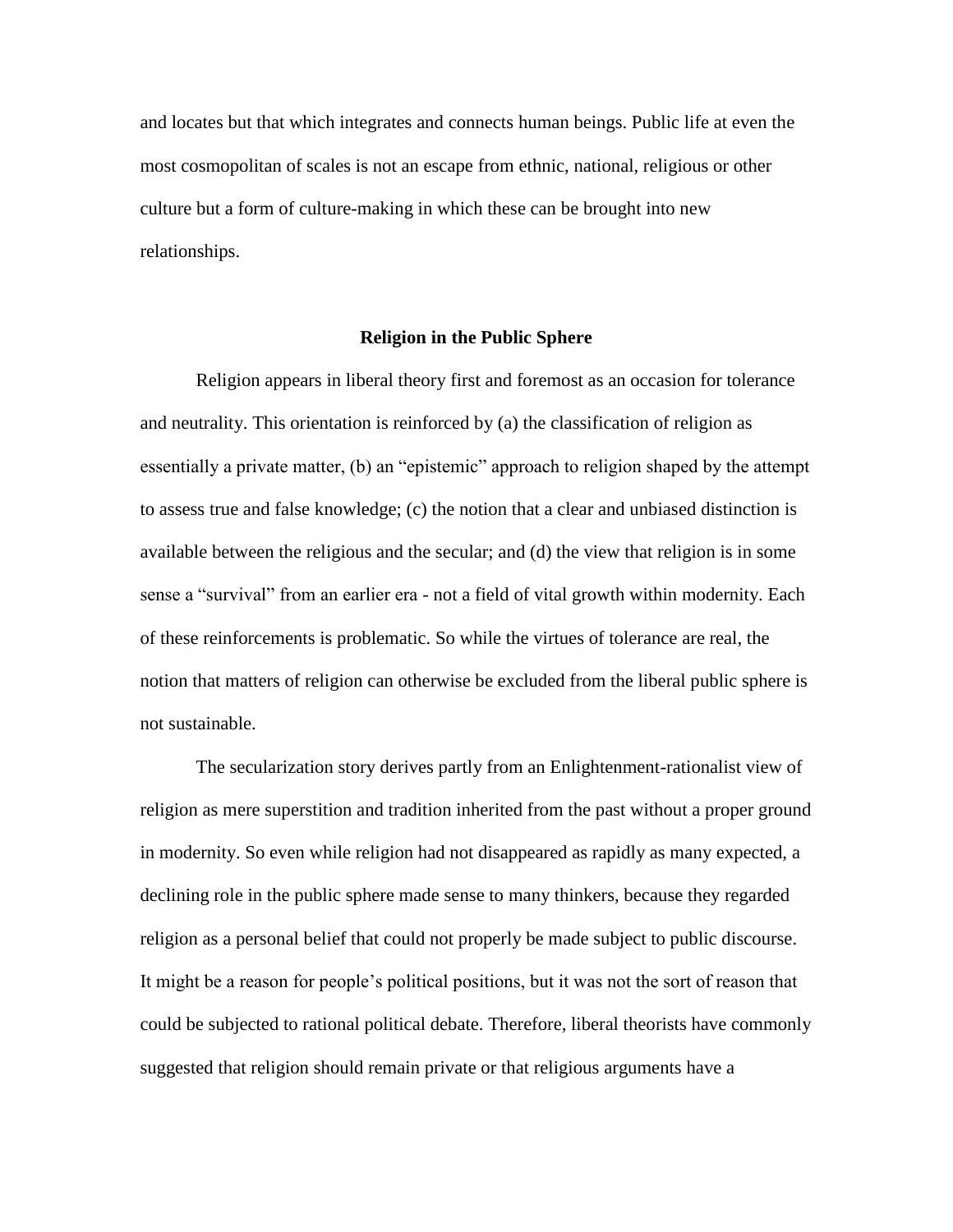and locates but that which integrates and connects human beings. Public life at even the most cosmopolitan of scales is not an escape from ethnic, national, religious or other culture but a form of culture-making in which these can be brought into new relationships.

## Religion in the Public Sphere

Religion appears in liberal theory first and foremost as an occasion for tolerance and neutrality. This orientation is reinforced by (a) the classification of religion as essentially a private matter, (b) an "epistemic" approach to religion shaped by the attempt to assess true and false knowledge; (c) the notion that a clear and unbiased distinction is available between the religious and the secular; and (d) the view that religion is in some sense a "survival" from an earlier era - not a field of vital growth within modernity. Each of these reinforcements is problematic. So while the virtues of tolerance are real, the notion that matters of religion can otherwise be excluded from the liberal public sphere is not sustainable.

The secularization story derives partly from an Enlightenment-rationalist view of religion as mere superstition and tradition inherited from the past without a proper ground in modernity. So even while religion had not disappeared as rapidly as many expected, a declining role in the public sphere made sense to many thinkers, because they regarded religion as a personal belief that could not properly be made subject to public discourse. It might be a reason for people's political positions, but it was not the sort of reason that could be subjected to rational political debate. Therefore, liberal theorists have commonly suggested that religion should remain private or that religious arguments have a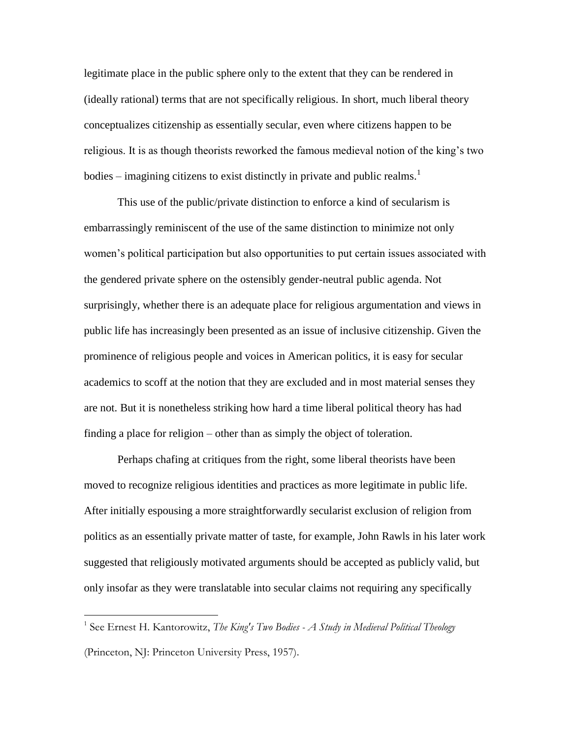legitimate place in the public sphere only to the extent that they can be rendered in (ideally rational) terms that are not specifically religious. In short, much liberal theory conceptualizes citizenship as essentially secular, even where citizens happen to be religious. It is as though theorists reworked the famous medieval notion of the king's two bodies – imagining citizens to exist distinctly in private and public realms.[1]

This use of the public/private distinction to enforce a kind of secularism is embarrassingly reminiscent of the use of the same distinction to minimize not only women's political participation but also opportunities to put certain issues associated with the gendered private sphere on the ostensibly gender-neutral public agenda. Not surprisingly, whether there is an adequate place for religious argumentation and views in public life has increasingly been presented as an issue of inclusive citizenship. Given the prominence of religious people and voices in American politics, it is easy for secular academics to scoff at the notion that they are excluded and in most material senses they are not. But it is nonetheless striking how hard a time liberal political theory has had finding a place for religion – other than as simply the object of toleration.

Perhaps chafing at critiques from the right, some liberal theorists have been moved to recognize religious identities and practices as more legitimate in public life. After initially espousing a more straightforwardly secularist exclusion of religion from politics as an essentially private matter of taste, for example, John Rawls in his later work suggested that religiously motivated arguments should be accepted as publicly valid, but only insofar as they were translatable into secular claims not requiring any specifically

[1] See Ernest H. Kantorowitz, *The King's Two Bodies - A Study in Medieval Political Theology* (Princeton, NJ: Princeton University Press, 1957).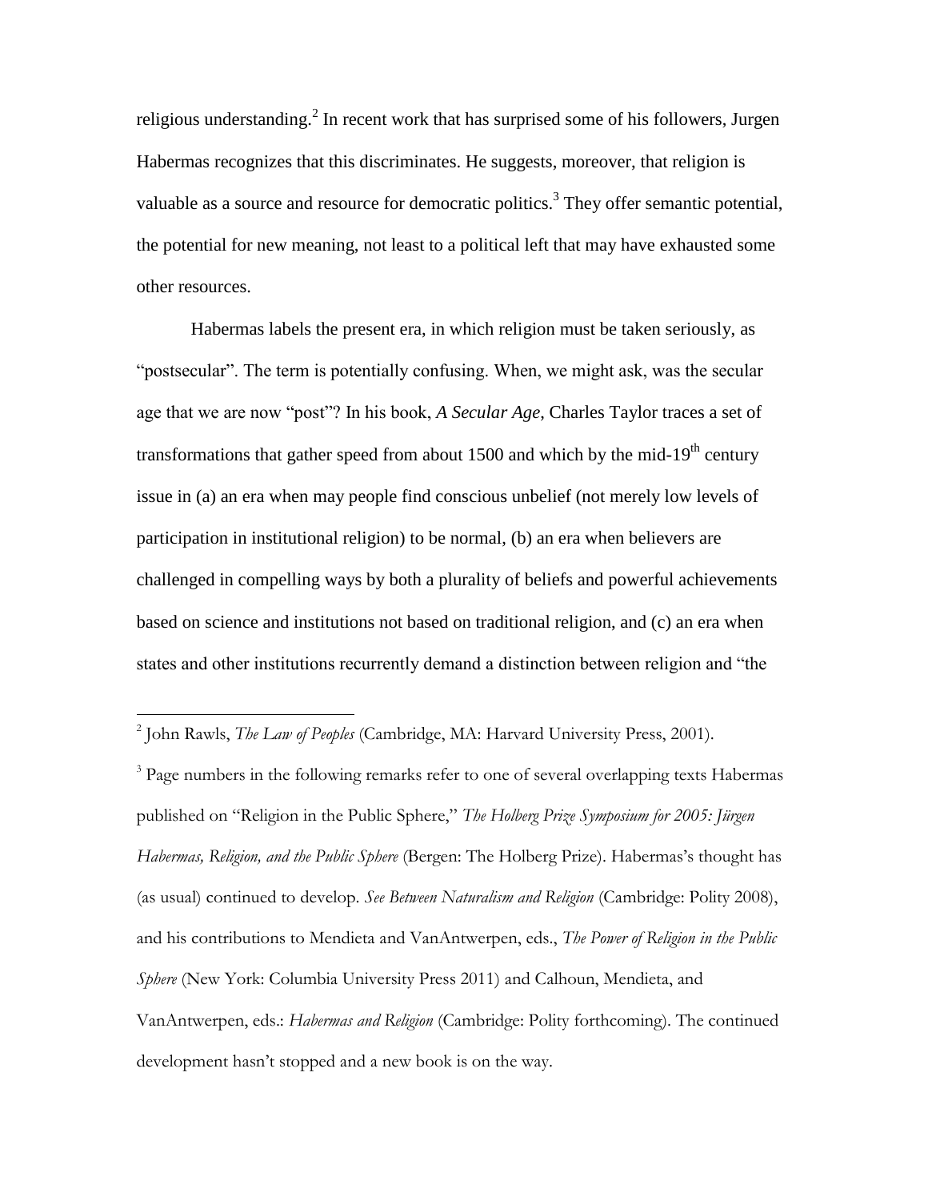religious understanding.[2] In recent work that has surprised some of his followers, Jurgen Habermas recognizes that this discriminates. He suggests, moreover, that religion is valuable as a source and resource for democratic politics.[3] They offer semantic potential, the potential for new meaning, not least to a political left that may have exhausted some other resources.

Habermas labels the present era, in which religion must be taken seriously, as "postsecular". The term is potentially confusing. When, we might ask, was the secular age that we are now "post"? In his book, *A Secular Age,* Charles Taylor traces a set of transformations that gather speed from about 1500 and which by the mid-19th century issue in (a) an era when may people find conscious unbelief (not merely low levels of participation in institutional religion) to be normal, (b) an era when believers are challenged in compelling ways by both a plurality of beliefs and powerful achievements based on science and institutions not based on traditional religion, and (c) an era when states and other institutions recurrently demand a distinction between religion and "the

---

[2] John Rawls, *The Law of Peoples* (Cambridge, MA: Harvard University Press, 2001).

[3] Page numbers in the following remarks refer to one of several overlapping texts Habermas published on "Religion in the Public Sphere," *The Holberg Prize Symposium for 2005: Jürgen Habermas, Religion, and the Public Sphere* (Bergen: The Holberg Prize). Habermas's thought has (as usual) continued to develop. *See Between Naturalism and Religion* (Cambridge: Polity 2008), and his contributions to Mendieta and VanAntwerpen, eds., *The Power of Religion in the Public Sphere* (New York: Columbia University Press 2011) and Calhoun, Mendieta, and VanAntwerpen, eds.: *Habermas and Religion* (Cambridge: Polity forthcoming). The continued development hasn't stopped and a new book is on the way.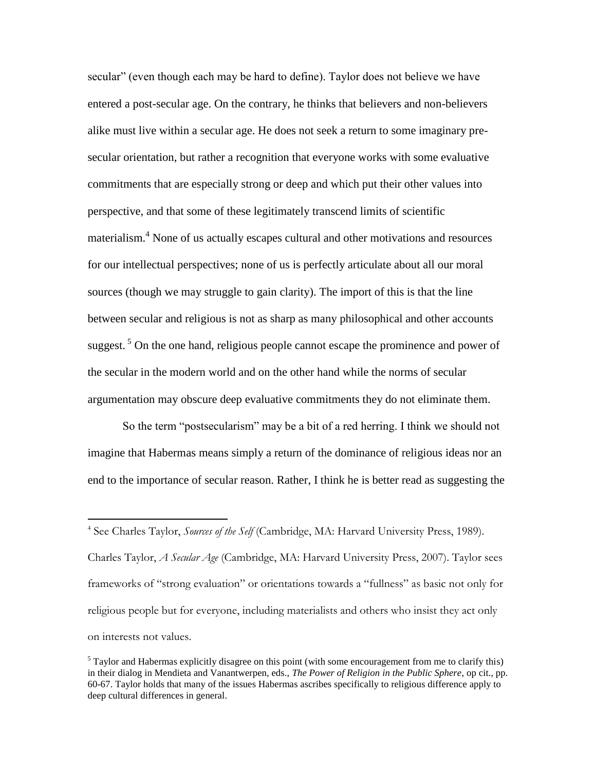secular" (even though each may be hard to define). Taylor does not believe we have entered a post-secular age. On the contrary, he thinks that believers and non-believers alike must live within a secular age. He does not seek a return to some imaginary pre-secular orientation, but rather a recognition that everyone works with some evaluative commitments that are especially strong or deep and which put their other values into perspective, and that some of these legitimately transcend limits of scientific materialism.[4] None of us actually escapes cultural and other motivations and resources for our intellectual perspectives; none of us is perfectly articulate about all our moral sources (though we may struggle to gain clarity). The import of this is that the line between secular and religious is not as sharp as many philosophical and other accounts suggest. [5] On the one hand, religious people cannot escape the prominence and power of the secular in the modern world and on the other hand while the norms of secular argumentation may obscure deep evaluative commitments they do not eliminate them.

So the term "postsecularism" may be a bit of a red herring. I think we should not imagine that Habermas means simply a return of the dominance of religious ideas nor an end to the importance of secular reason. Rather, I think he is better read as suggesting the

---

[4] See Charles Taylor, *Sources of the Self* (Cambridge, MA: Harvard University Press, 1989). Charles Taylor, *A Secular Age* (Cambridge, MA: Harvard University Press, 2007). Taylor sees frameworks of "strong evaluation" or orientations towards a "fullness" as basic not only for religious people but for everyone, including materialists and others who insist they act only on interests not values.

[5] Taylor and Habermas explicitly disagree on this point (with some encouragement from me to clarify this) in their dialog in Mendieta and Vanantwerpen, eds., *The Power of Religion in the Public Sphere*, op cit., pp. 60-67. Taylor holds that many of the issues Habermas ascribes specifically to religious difference apply to deep cultural differences in general.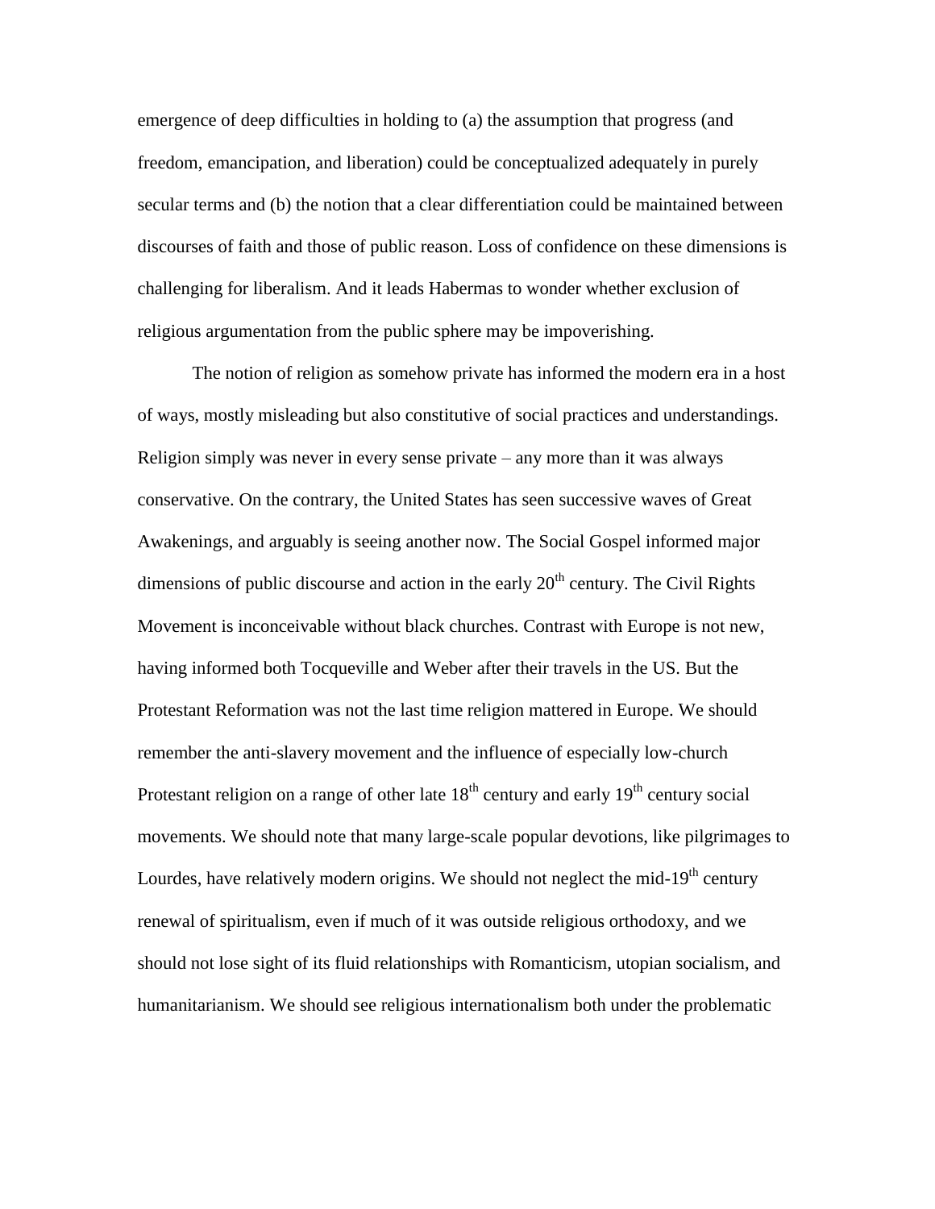emergence of deep difficulties in holding to (a) the assumption that progress (and freedom, emancipation, and liberation) could be conceptualized adequately in purely secular terms and (b) the notion that a clear differentiation could be maintained between discourses of faith and those of public reason. Loss of confidence on these dimensions is challenging for liberalism. And it leads Habermas to wonder whether exclusion of religious argumentation from the public sphere may be impoverishing.

The notion of religion as somehow private has informed the modern era in a host of ways, mostly misleading but also constitutive of social practices and understandings. Religion simply was never in every sense private – any more than it was always conservative. On the contrary, the United States has seen successive waves of Great Awakenings, and arguably is seeing another now. The Social Gospel informed major dimensions of public discourse and action in the early 20th century. The Civil Rights Movement is inconceivable without black churches. Contrast with Europe is not new, having informed both Tocqueville and Weber after their travels in the US. But the Protestant Reformation was not the last time religion mattered in Europe. We should remember the anti-slavery movement and the influence of especially low-church Protestant religion on a range of other late 18th century and early 19th century social movements. We should note that many large-scale popular devotions, like pilgrimages to Lourdes, have relatively modern origins. We should not neglect the mid-19th century renewal of spiritualism, even if much of it was outside religious orthodoxy, and we should not lose sight of its fluid relationships with Romanticism, utopian socialism, and humanitarianism. We should see religious internationalism both under the problematic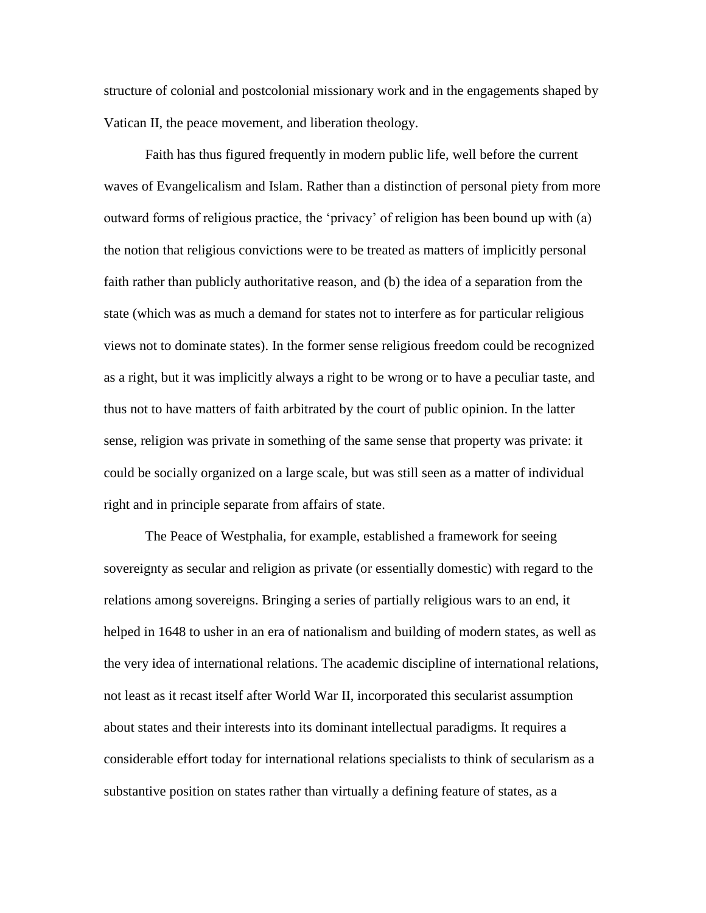structure of colonial and postcolonial missionary work and in the engagements shaped by Vatican II, the peace movement, and liberation theology.

Faith has thus figured frequently in modern public life, well before the current waves of Evangelicalism and Islam. Rather than a distinction of personal piety from more outward forms of religious practice, the 'privacy' of religion has been bound up with (a) the notion that religious convictions were to be treated as matters of implicitly personal faith rather than publicly authoritative reason, and (b) the idea of a separation from the state (which was as much a demand for states not to interfere as for particular religious views not to dominate states). In the former sense religious freedom could be recognized as a right, but it was implicitly always a right to be wrong or to have a peculiar taste, and thus not to have matters of faith arbitrated by the court of public opinion. In the latter sense, religion was private in something of the same sense that property was private: it could be socially organized on a large scale, but was still seen as a matter of individual right and in principle separate from affairs of state.

The Peace of Westphalia, for example, established a framework for seeing sovereignty as secular and religion as private (or essentially domestic) with regard to the relations among sovereigns. Bringing a series of partially religious wars to an end, it helped in 1648 to usher in an era of nationalism and building of modern states, as well as the very idea of international relations. The academic discipline of international relations, not least as it recast itself after World War II, incorporated this secularist assumption about states and their interests into its dominant intellectual paradigms. It requires a considerable effort today for international relations specialists to think of secularism as a substantive position on states rather than virtually a defining feature of states, as a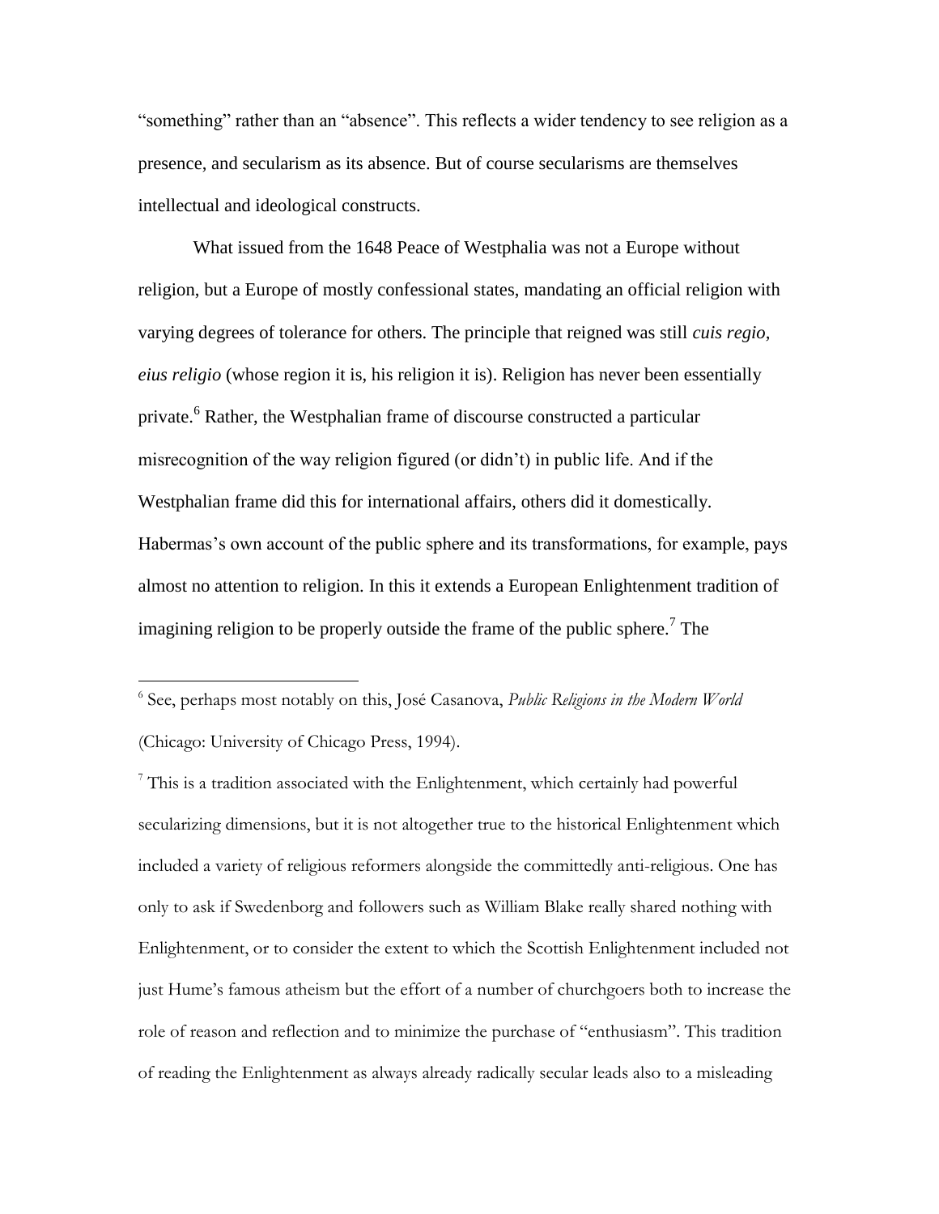"something" rather than an "absence". This reflects a wider tendency to see religion as a presence, and secularism as its absence. But of course secularisms are themselves intellectual and ideological constructs.

What issued from the 1648 Peace of Westphalia was not a Europe without religion, but a Europe of mostly confessional states, mandating an official religion with varying degrees of tolerance for others. The principle that reigned was still *cuis regio, eius religio* (whose region it is, his religion it is). Religion has never been essentially private.[6] Rather, the Westphalian frame of discourse constructed a particular misrecognition of the way religion figured (or didn't) in public life. And if the Westphalian frame did this for international affairs, others did it domestically. Habermas's own account of the public sphere and its transformations, for example, pays almost no attention to religion. In this it extends a European Enlightenment tradition of imagining religion to be properly outside the frame of the public sphere.[7] The

---

[6] See, perhaps most notably on this, José Casanova, *Public Religions in the Modern World* (Chicago: University of Chicago Press, 1994).

[7] This is a tradition associated with the Enlightenment, which certainly had powerful secularizing dimensions, but it is not altogether true to the historical Enlightenment which included a variety of religious reformers alongside the committedly anti-religious. One has only to ask if Swedenborg and followers such as William Blake really shared nothing with Enlightenment, or to consider the extent to which the Scottish Enlightenment included not just Hume's famous atheism but the effort of a number of churchgoers both to increase the role of reason and reflection and to minimize the purchase of "enthusiasm". This tradition of reading the Enlightenment as always already radically secular leads also to a misleading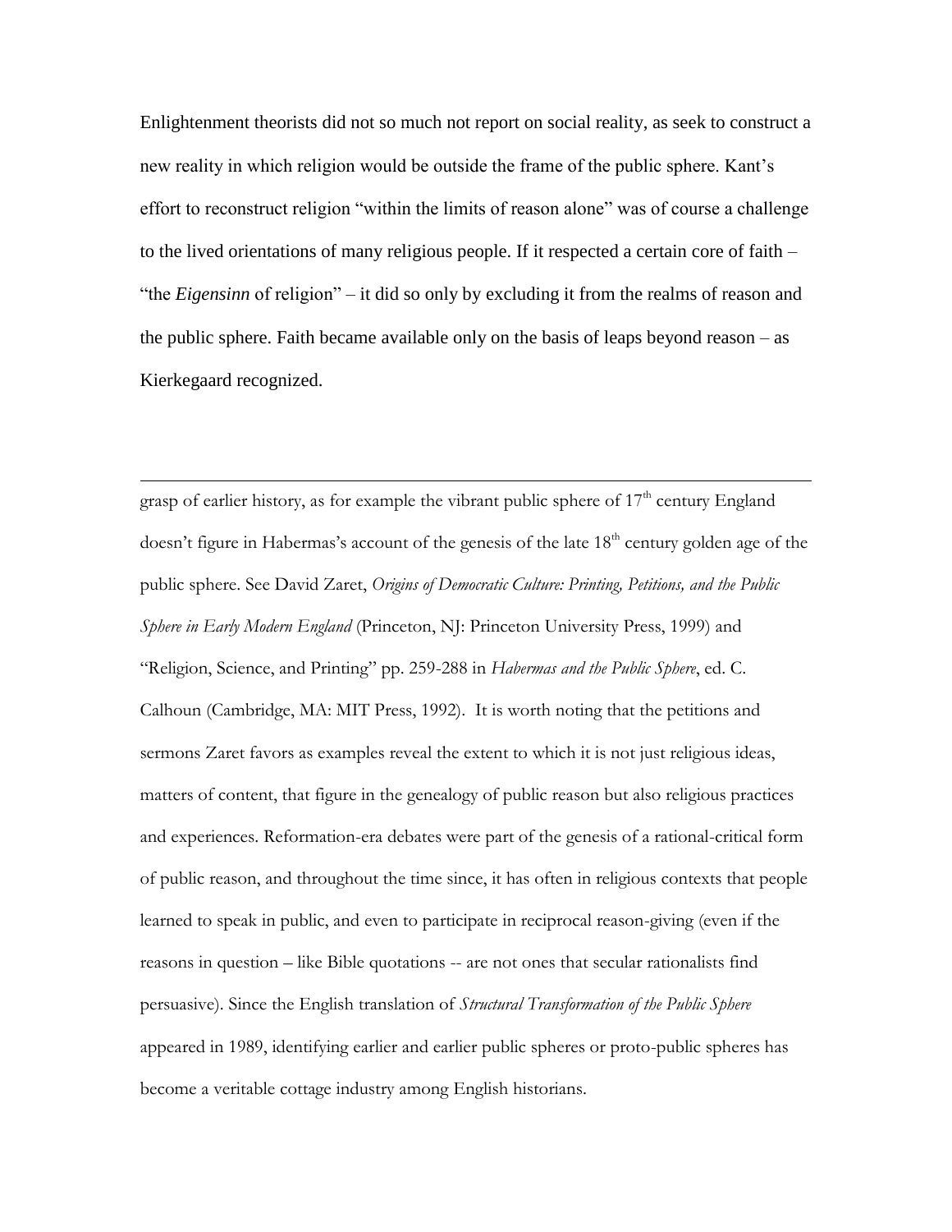Enlightenment theorists did not so much not report on social reality, as seek to construct a new reality in which religion would be outside the frame of the public sphere. Kant's effort to reconstruct religion "within the limits of reason alone" was of course a challenge to the lived orientations of many religious people. If it respected a certain core of faith – "the *Eigensinn* of religion" – it did so only by excluding it from the realms of reason and the public sphere. Faith became available only on the basis of leaps beyond reason – as Kierkegaard recognized.

---

grasp of earlier history, as for example the vibrant public sphere of 17th century England doesn't figure in Habermas's account of the genesis of the late 18th century golden age of the public sphere. See David Zaret, *Origins of Democratic Culture: Printing, Petitions, and the Public Sphere in Early Modern England* (Princeton, NJ: Princeton University Press, 1999) and "Religion, Science, and Printing" pp. 259-288 in *Habermas and the Public Sphere*, ed. C. Calhoun (Cambridge, MA: MIT Press, 1992). It is worth noting that the petitions and sermons Zaret favors as examples reveal the extent to which it is not just religious ideas, matters of content, that figure in the genealogy of public reason but also religious practices and experiences. Reformation-era debates were part of the genesis of a rational-critical form of public reason, and throughout the time since, it has often in religious contexts that people learned to speak in public, and even to participate in reciprocal reason-giving (even if the reasons in question – like Bible quotations -- are not ones that secular rationalists find persuasive). Since the English translation of *Structural Transformation of the Public Sphere* appeared in 1989, identifying earlier and earlier public spheres or proto-public spheres has become a veritable cottage industry among English historians.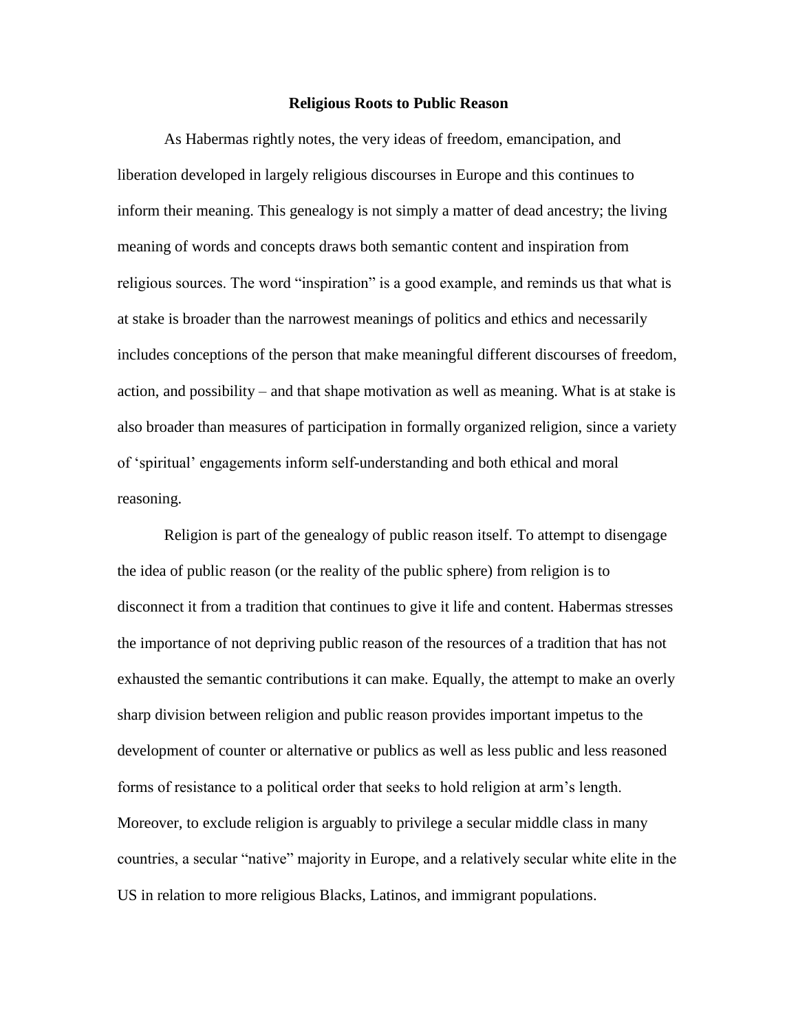**Religious Roots to Public Reason**

As Habermas rightly notes, the very ideas of freedom, emancipation, and liberation developed in largely religious discourses in Europe and this continues to inform their meaning. This genealogy is not simply a matter of dead ancestry; the living meaning of words and concepts draws both semantic content and inspiration from religious sources. The word "inspiration" is a good example, and reminds us that what is at stake is broader than the narrowest meanings of politics and ethics and necessarily includes conceptions of the person that make meaningful different discourses of freedom, action, and possibility – and that shape motivation as well as meaning. What is at stake is also broader than measures of participation in formally organized religion, since a variety of 'spiritual' engagements inform self-understanding and both ethical and moral reasoning.

Religion is part of the genealogy of public reason itself. To attempt to disengage the idea of public reason (or the reality of the public sphere) from religion is to disconnect it from a tradition that continues to give it life and content. Habermas stresses the importance of not depriving public reason of the resources of a tradition that has not exhausted the semantic contributions it can make. Equally, the attempt to make an overly sharp division between religion and public reason provides important impetus to the development of counter or alternative or publics as well as less public and less reasoned forms of resistance to a political order that seeks to hold religion at arm's length. Moreover, to exclude religion is arguably to privilege a secular middle class in many countries, a secular "native" majority in Europe, and a relatively secular white elite in the US in relation to more religious Blacks, Latinos, and immigrant populations.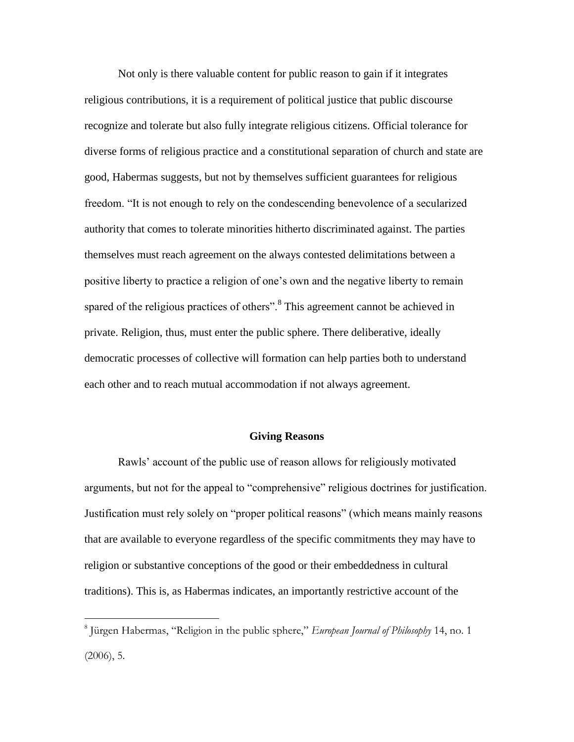Not only is there valuable content for public reason to gain if it integrates religious contributions, it is a requirement of political justice that public discourse recognize and tolerate but also fully integrate religious citizens. Official tolerance for diverse forms of religious practice and a constitutional separation of church and state are good, Habermas suggests, but not by themselves sufficient guarantees for religious freedom. "It is not enough to rely on the condescending benevolence of a secularized authority that comes to tolerate minorities hitherto discriminated against. The parties themselves must reach agreement on the always contested delimitations between a positive liberty to practice a religion of one's own and the negative liberty to remain spared of the religious practices of others".[8] This agreement cannot be achieved in private. Religion, thus, must enter the public sphere. There deliberative, ideally democratic processes of collective will formation can help parties both to understand each other and to reach mutual accommodation if not always agreement.

## Giving Reasons

Rawls' account of the public use of reason allows for religiously motivated arguments, but not for the appeal to "comprehensive" religious doctrines for justification. Justification must rely solely on "proper political reasons" (which means mainly reasons that are available to everyone regardless of the specific commitments they may have to religion or substantive conceptions of the good or their embeddedness in cultural traditions). This is, as Habermas indicates, an importantly restrictive account of the

[8] Jürgen Habermas, "Religion in the public sphere," *European Journal of Philosophy* 14, no. 1 (2006), 5.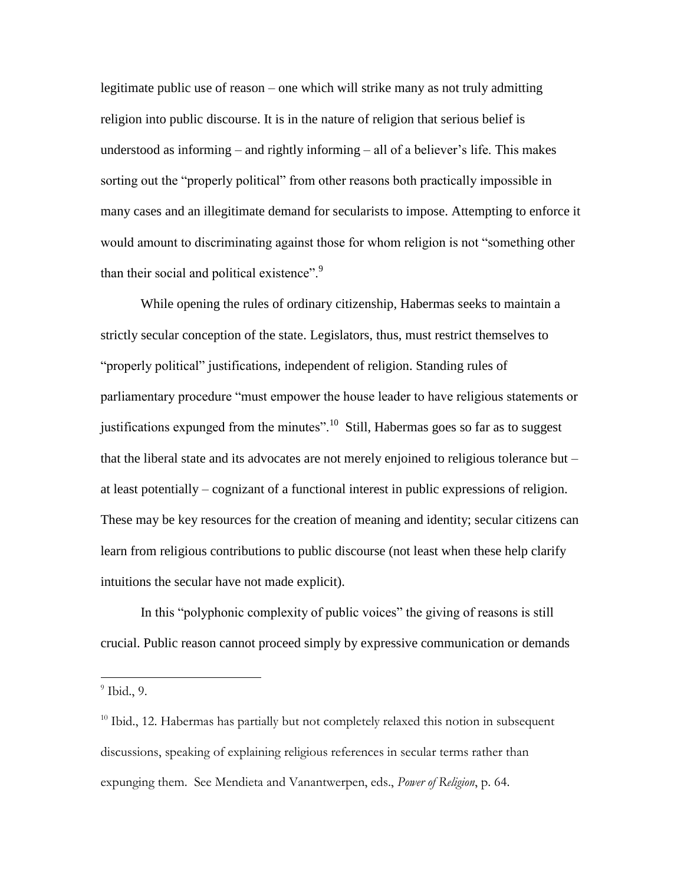legitimate public use of reason – one which will strike many as not truly admitting religion into public discourse. It is in the nature of religion that serious belief is understood as informing – and rightly informing – all of a believer's life. This makes sorting out the "properly political" from other reasons both practically impossible in many cases and an illegitimate demand for secularists to impose. Attempting to enforce it would amount to discriminating against those for whom religion is not "something other than their social and political existence".[9]

While opening the rules of ordinary citizenship, Habermas seeks to maintain a strictly secular conception of the state. Legislators, thus, must restrict themselves to "properly political" justifications, independent of religion. Standing rules of parliamentary procedure "must empower the house leader to have religious statements or justifications expunged from the minutes".[10] Still, Habermas goes so far as to suggest that the liberal state and its advocates are not merely enjoined to religious tolerance but – at least potentially – cognizant of a functional interest in public expressions of religion. These may be key resources for the creation of meaning and identity; secular citizens can learn from religious contributions to public discourse (not least when these help clarify intuitions the secular have not made explicit).

In this "polyphonic complexity of public voices" the giving of reasons is still crucial. Public reason cannot proceed simply by expressive communication or demands

---

[9] Ibid., 9.

[10] Ibid., 12. Habermas has partially but not completely relaxed this notion in subsequent discussions, speaking of explaining religious references in secular terms rather than expunging them. See Mendieta and Vanantwerpen, eds., *Power of Religion*, p. 64.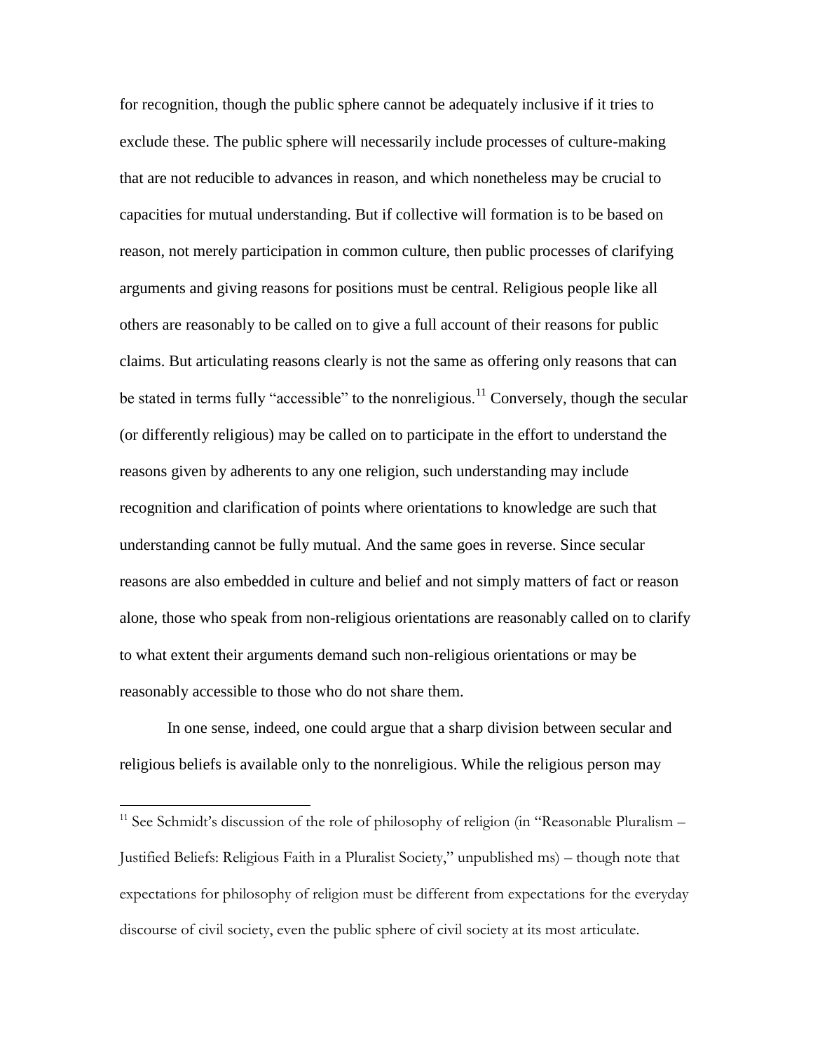for recognition, though the public sphere cannot be adequately inclusive if it tries to exclude these. The public sphere will necessarily include processes of culture-making that are not reducible to advances in reason, and which nonetheless may be crucial to capacities for mutual understanding. But if collective will formation is to be based on reason, not merely participation in common culture, then public processes of clarifying arguments and giving reasons for positions must be central. Religious people like all others are reasonably to be called on to give a full account of their reasons for public claims. But articulating reasons clearly is not the same as offering only reasons that can be stated in terms fully "accessible" to the nonreligious.[11] Conversely, though the secular (or differently religious) may be called on to participate in the effort to understand the reasons given by adherents to any one religion, such understanding may include recognition and clarification of points where orientations to knowledge are such that understanding cannot be fully mutual. And the same goes in reverse. Since secular reasons are also embedded in culture and belief and not simply matters of fact or reason alone, those who speak from non-religious orientations are reasonably called on to clarify to what extent their arguments demand such non-religious orientations or may be reasonably accessible to those who do not share them.

In one sense, indeed, one could argue that a sharp division between secular and religious beliefs is available only to the nonreligious. While the religious person may

[11] See Schmidt's discussion of the role of philosophy of religion (in "Reasonable Pluralism – Justified Beliefs: Religious Faith in a Pluralist Society," unpublished ms) – though note that expectations for philosophy of religion must be different from expectations for the everyday discourse of civil society, even the public sphere of civil society at its most articulate.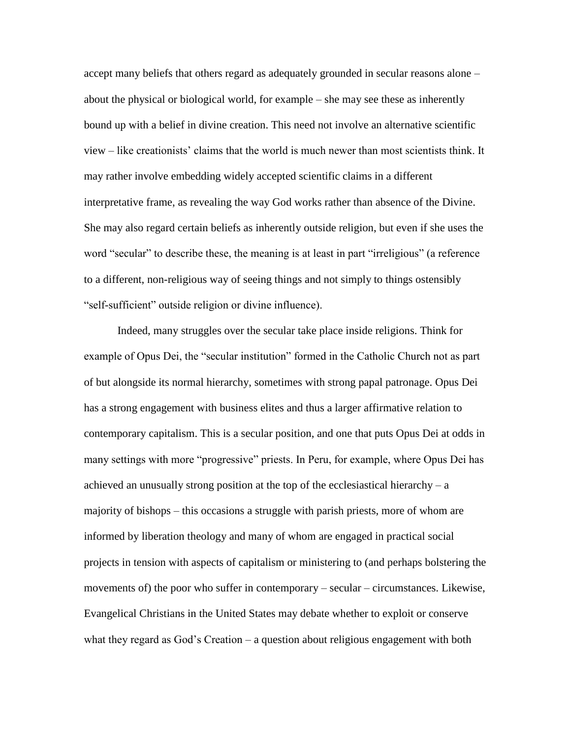accept many beliefs that others regard as adequately grounded in secular reasons alone – about the physical or biological world, for example – she may see these as inherently bound up with a belief in divine creation. This need not involve an alternative scientific view – like creationists' claims that the world is much newer than most scientists think. It may rather involve embedding widely accepted scientific claims in a different interpretative frame, as revealing the way God works rather than absence of the Divine. She may also regard certain beliefs as inherently outside religion, but even if she uses the word "secular" to describe these, the meaning is at least in part "irreligious" (a reference to a different, non-religious way of seeing things and not simply to things ostensibly "self-sufficient" outside religion or divine influence).

Indeed, many struggles over the secular take place inside religions. Think for example of Opus Dei, the "secular institution" formed in the Catholic Church not as part of but alongside its normal hierarchy, sometimes with strong papal patronage. Opus Dei has a strong engagement with business elites and thus a larger affirmative relation to contemporary capitalism. This is a secular position, and one that puts Opus Dei at odds in many settings with more "progressive" priests. In Peru, for example, where Opus Dei has achieved an unusually strong position at the top of the ecclesiastical hierarchy – a majority of bishops – this occasions a struggle with parish priests, more of whom are informed by liberation theology and many of whom are engaged in practical social projects in tension with aspects of capitalism or ministering to (and perhaps bolstering the movements of) the poor who suffer in contemporary – secular – circumstances. Likewise, Evangelical Christians in the United States may debate whether to exploit or conserve what they regard as God's Creation – a question about religious engagement with both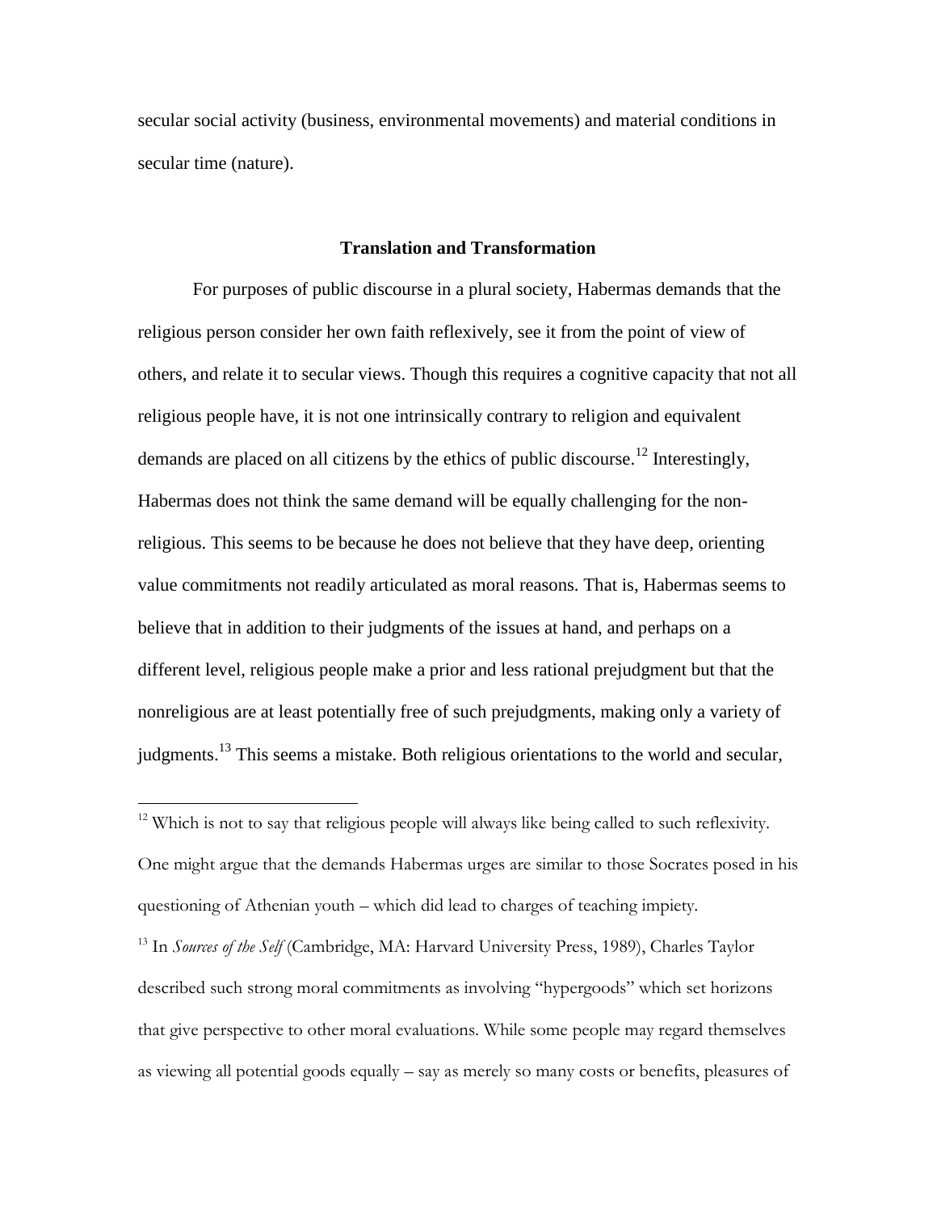secular social activity (business, environmental movements) and material conditions in secular time (nature).

### Translation and Transformation

For purposes of public discourse in a plural society, Habermas demands that the religious person consider her own faith reflexively, see it from the point of view of others, and relate it to secular views. Though this requires a cognitive capacity that not all religious people have, it is not one intrinsically contrary to religion and equivalent demands are placed on all citizens by the ethics of public discourse.[12] Interestingly, Habermas does not think the same demand will be equally challenging for the non-religious. This seems to be because he does not believe that they have deep, orienting value commitments not readily articulated as moral reasons. That is, Habermas seems to believe that in addition to their judgments of the issues at hand, and perhaps on a different level, religious people make a prior and less rational prejudgment but that the nonreligious are at least potentially free of such prejudgments, making only a variety of judgments.[13] This seems a mistake. Both religious orientations to the world and secular,

---

[12] Which is not to say that religious people will always like being called to such reflexivity. One might argue that the demands Habermas urges are similar to those Socrates posed in his questioning of Athenian youth – which did lead to charges of teaching impiety.

[13] In *Sources of the Self* (Cambridge, MA: Harvard University Press, 1989), Charles Taylor described such strong moral commitments as involving "hypergoods" which set horizons that give perspective to other moral evaluations. While some people may regard themselves as viewing all potential goods equally – say as merely so many costs or benefits, pleasures of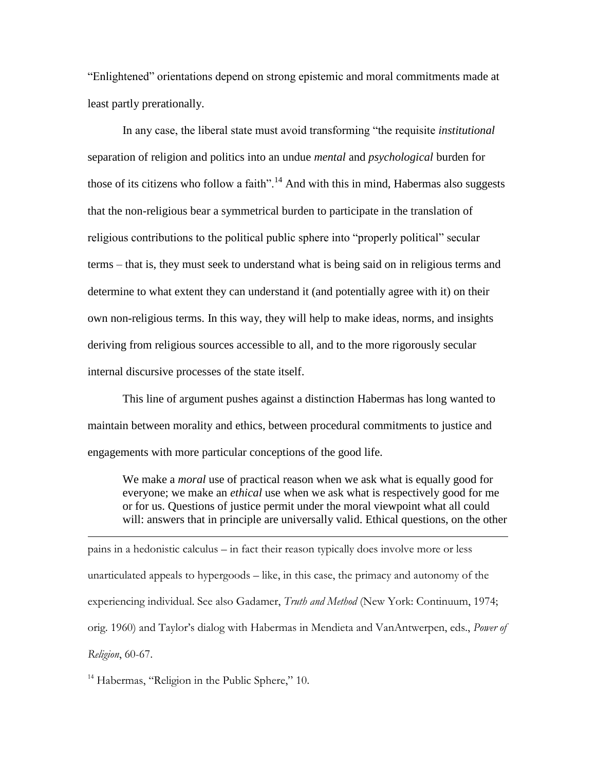"Enlightened" orientations depend on strong epistemic and moral commitments made at least partly prerationally.

In any case, the liberal state must avoid transforming "the requisite *institutional* separation of religion and politics into an undue *mental* and *psychological* burden for those of its citizens who follow a faith".[14] And with this in mind, Habermas also suggests that the non-religious bear a symmetrical burden to participate in the translation of religious contributions to the political public sphere into "properly political" secular terms – that is, they must seek to understand what is being said on in religious terms and determine to what extent they can understand it (and potentially agree with it) on their own non-religious terms. In this way, they will help to make ideas, norms, and insights deriving from religious sources accessible to all, and to the more rigorously secular internal discursive processes of the state itself.

This line of argument pushes against a distinction Habermas has long wanted to maintain between morality and ethics, between procedural commitments to justice and engagements with more particular conceptions of the good life.

> We make a *moral* use of practical reason when we ask what is equally good for everyone; we make an *ethical* use when we ask what is respectively good for me or for us. Questions of justice permit under the moral viewpoint what all could will: answers that in principle are universally valid. Ethical questions, on the other

---

pains in a hedonistic calculus – in fact their reason typically does involve more or less unarticulated appeals to hypergoods – like, in this case, the primacy and autonomy of the experiencing individual. See also Gadamer, *Truth and Method* (New York: Continuum, 1974; orig. 1960) and Taylor's dialog with Habermas in Mendieta and VanAntwerpen, eds., *Power of Religion*, 60-67.

[14] Habermas, "Religion in the Public Sphere," 10.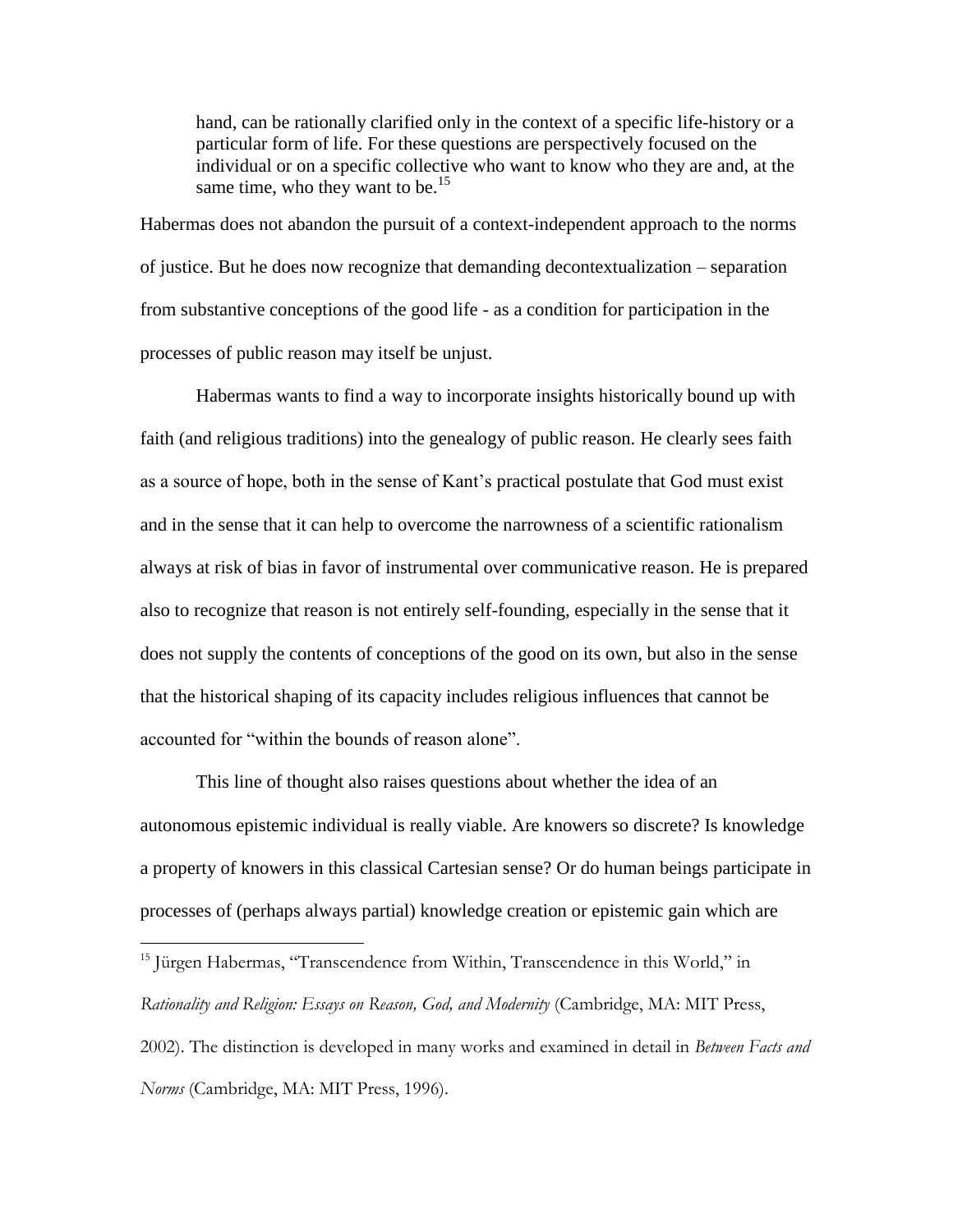> hand, can be rationally clarified only in the context of a specific life-history or a particular form of life. For these questions are perspectively focused on the individual or on a specific collective who want to know who they are and, at the same time, who they want to be.[15]

Habermas does not abandon the pursuit of a context-independent approach to the norms of justice. But he does now recognize that demanding decontextualization – separation from substantive conceptions of the good life - as a condition for participation in the processes of public reason may itself be unjust.

Habermas wants to find a way to incorporate insights historically bound up with faith (and religious traditions) into the genealogy of public reason. He clearly sees faith as a source of hope, both in the sense of Kant's practical postulate that God must exist and in the sense that it can help to overcome the narrowness of a scientific rationalism always at risk of bias in favor of instrumental over communicative reason. He is prepared also to recognize that reason is not entirely self-founding, especially in the sense that it does not supply the contents of conceptions of the good on its own, but also in the sense that the historical shaping of its capacity includes religious influences that cannot be accounted for "within the bounds of reason alone".

This line of thought also raises questions about whether the idea of an autonomous epistemic individual is really viable. Are knowers so discrete? Is knowledge a property of knowers in this classical Cartesian sense? Or do human beings participate in processes of (perhaps always partial) knowledge creation or epistemic gain which are

[15] Jürgen Habermas, "Transcendence from Within, Transcendence in this World," in *Rationality and Religion: Essays on Reason, God, and Modernity* (Cambridge, MA: MIT Press, 2002). The distinction is developed in many works and examined in detail in *Between Facts and Norms* (Cambridge, MA: MIT Press, 1996).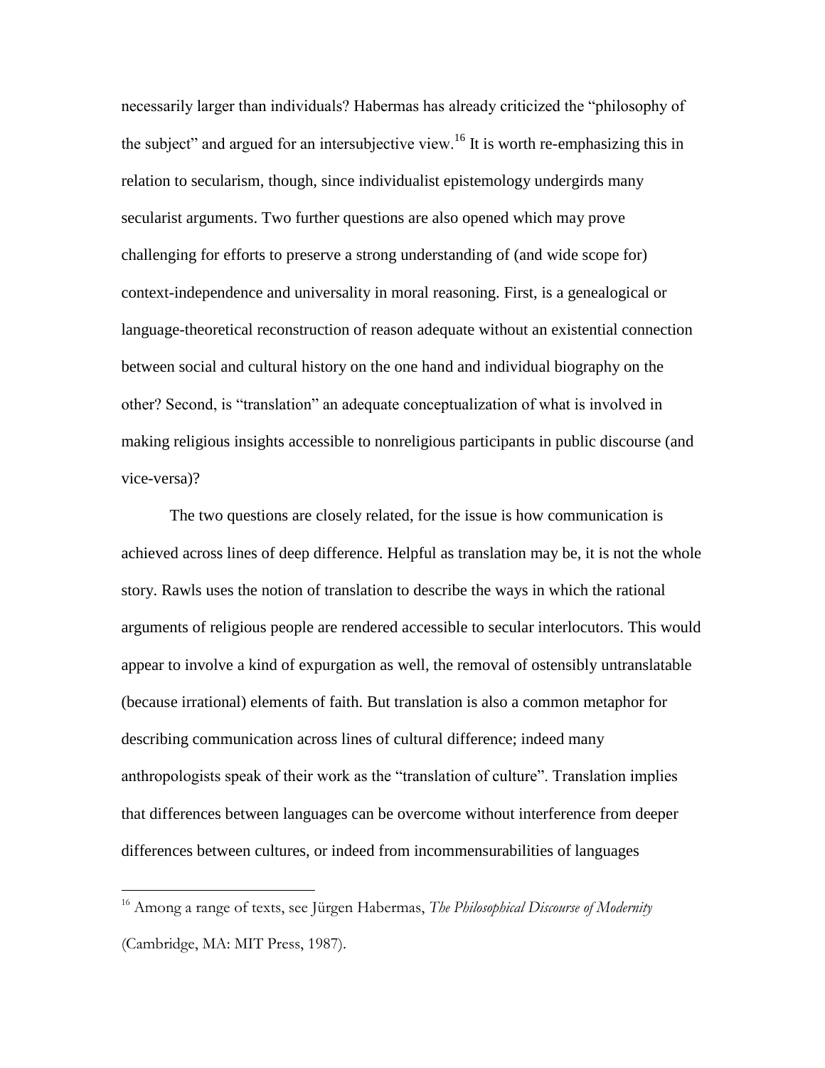necessarily larger than individuals? Habermas has already criticized the "philosophy of the subject" and argued for an intersubjective view.[16] It is worth re-emphasizing this in relation to secularism, though, since individualist epistemology undergirds many secularist arguments. Two further questions are also opened which may prove challenging for efforts to preserve a strong understanding of (and wide scope for) context-independence and universality in moral reasoning. First, is a genealogical or language-theoretical reconstruction of reason adequate without an existential connection between social and cultural history on the one hand and individual biography on the other? Second, is "translation" an adequate conceptualization of what is involved in making religious insights accessible to nonreligious participants in public discourse (and vice-versa)?

The two questions are closely related, for the issue is how communication is achieved across lines of deep difference. Helpful as translation may be, it is not the whole story. Rawls uses the notion of translation to describe the ways in which the rational arguments of religious people are rendered accessible to secular interlocutors. This would appear to involve a kind of expurgation as well, the removal of ostensibly untranslatable (because irrational) elements of faith. But translation is also a common metaphor for describing communication across lines of cultural difference; indeed many anthropologists speak of their work as the "translation of culture". Translation implies that differences between languages can be overcome without interference from deeper differences between cultures, or indeed from incommensurabilities of languages

---

[16] Among a range of texts, see Jürgen Habermas, *The Philosophical Discourse of Modernity* (Cambridge, MA: MIT Press, 1987).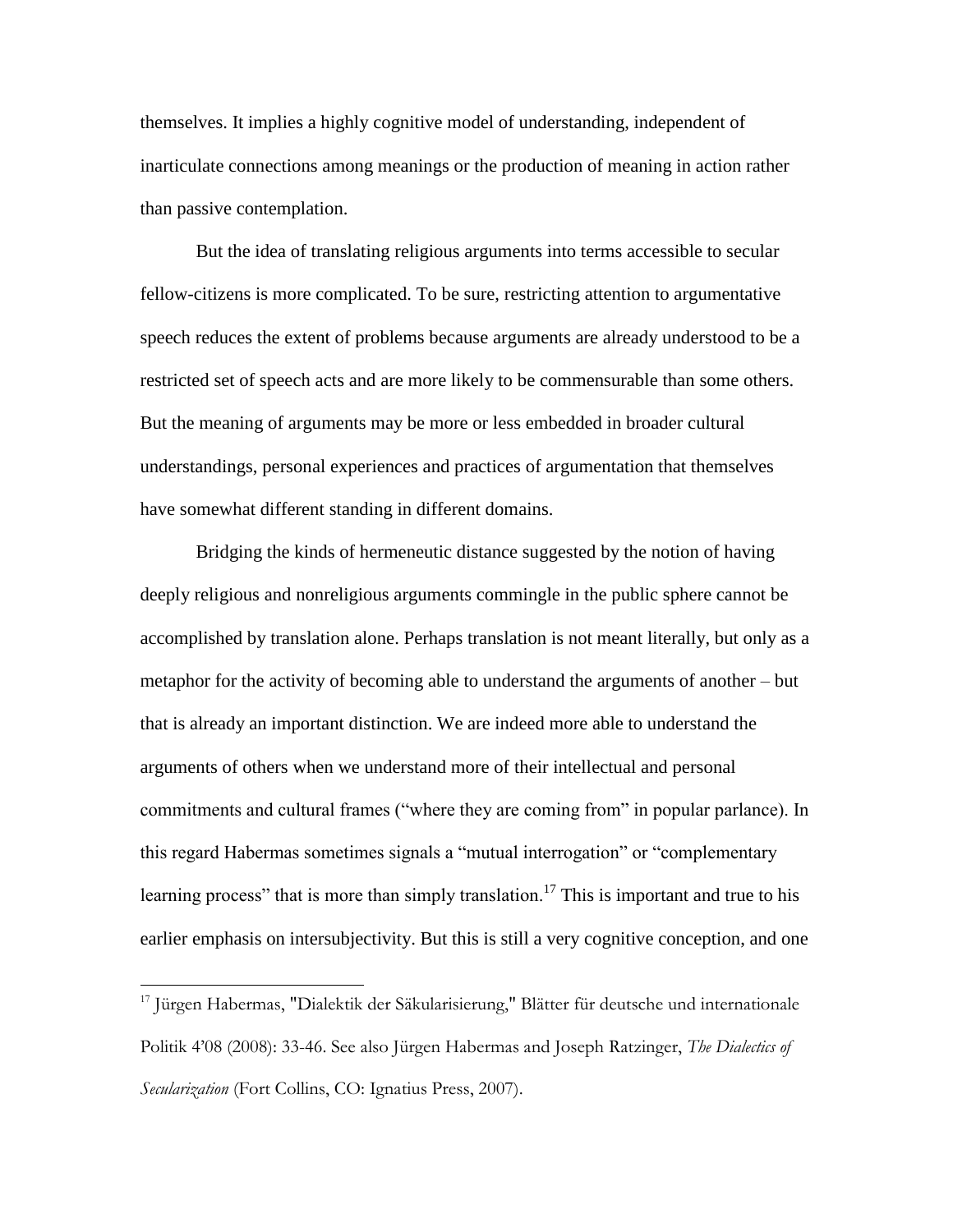themselves. It implies a highly cognitive model of understanding, independent of inarticulate connections among meanings or the production of meaning in action rather than passive contemplation.

But the idea of translating religious arguments into terms accessible to secular fellow-citizens is more complicated. To be sure, restricting attention to argumentative speech reduces the extent of problems because arguments are already understood to be a restricted set of speech acts and are more likely to be commensurable than some others. But the meaning of arguments may be more or less embedded in broader cultural understandings, personal experiences and practices of argumentation that themselves have somewhat different standing in different domains.

Bridging the kinds of hermeneutic distance suggested by the notion of having deeply religious and nonreligious arguments commingle in the public sphere cannot be accomplished by translation alone. Perhaps translation is not meant literally, but only as a metaphor for the activity of becoming able to understand the arguments of another – but that is already an important distinction. We are indeed more able to understand the arguments of others when we understand more of their intellectual and personal commitments and cultural frames ("where they are coming from" in popular parlance). In this regard Habermas sometimes signals a "mutual interrogation" or "complementary learning process" that is more than simply translation.[17] This is important and true to his earlier emphasis on intersubjectivity. But this is still a very cognitive conception, and one

---

[17] Jürgen Habermas, "Dialektik der Säkularisierung," Blätter für deutsche und internationale Politik 4'08 (2008): 33-46. See also Jürgen Habermas and Joseph Ratzinger, *The Dialectics of Secularization* (Fort Collins, CO: Ignatius Press, 2007).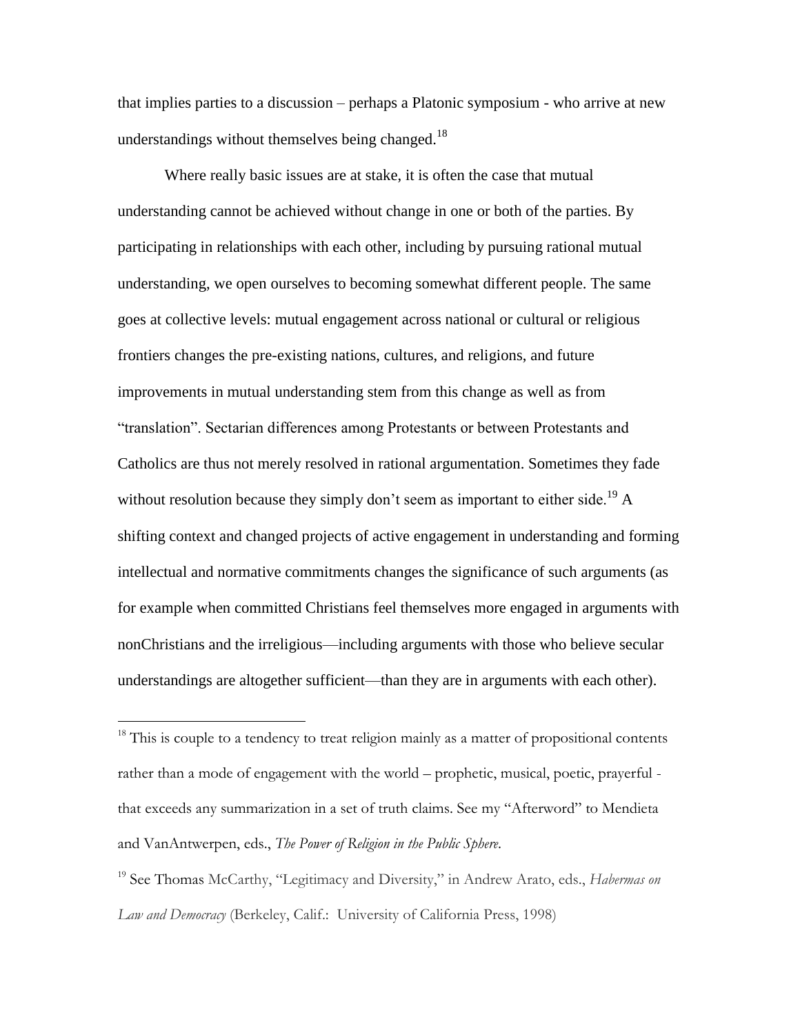that implies parties to a discussion – perhaps a Platonic symposium - who arrive at new understandings without themselves being changed.[18]

Where really basic issues are at stake, it is often the case that mutual understanding cannot be achieved without change in one or both of the parties. By participating in relationships with each other, including by pursuing rational mutual understanding, we open ourselves to becoming somewhat different people. The same goes at collective levels: mutual engagement across national or cultural or religious frontiers changes the pre-existing nations, cultures, and religions, and future improvements in mutual understanding stem from this change as well as from "translation". Sectarian differences among Protestants or between Protestants and Catholics are thus not merely resolved in rational argumentation. Sometimes they fade without resolution because they simply don't seem as important to either side.[19] A shifting context and changed projects of active engagement in understanding and forming intellectual and normative commitments changes the significance of such arguments (as for example when committed Christians feel themselves more engaged in arguments with nonChristians and the irreligious—including arguments with those who believe secular understandings are altogether sufficient—than they are in arguments with each other).

---

[18] This is couple to a tendency to treat religion mainly as a matter of propositional contents rather than a mode of engagement with the world – prophetic, musical, poetic, prayerful - that exceeds any summarization in a set of truth claims. See my "Afterword" to Mendieta and VanAntwerpen, eds., *The Power of Religion in the Public Sphere*.

[19] See Thomas McCarthy, "Legitimacy and Diversity," in Andrew Arato, eds., *Habermas on Law and Democracy* (Berkeley, Calif.: University of California Press, 1998)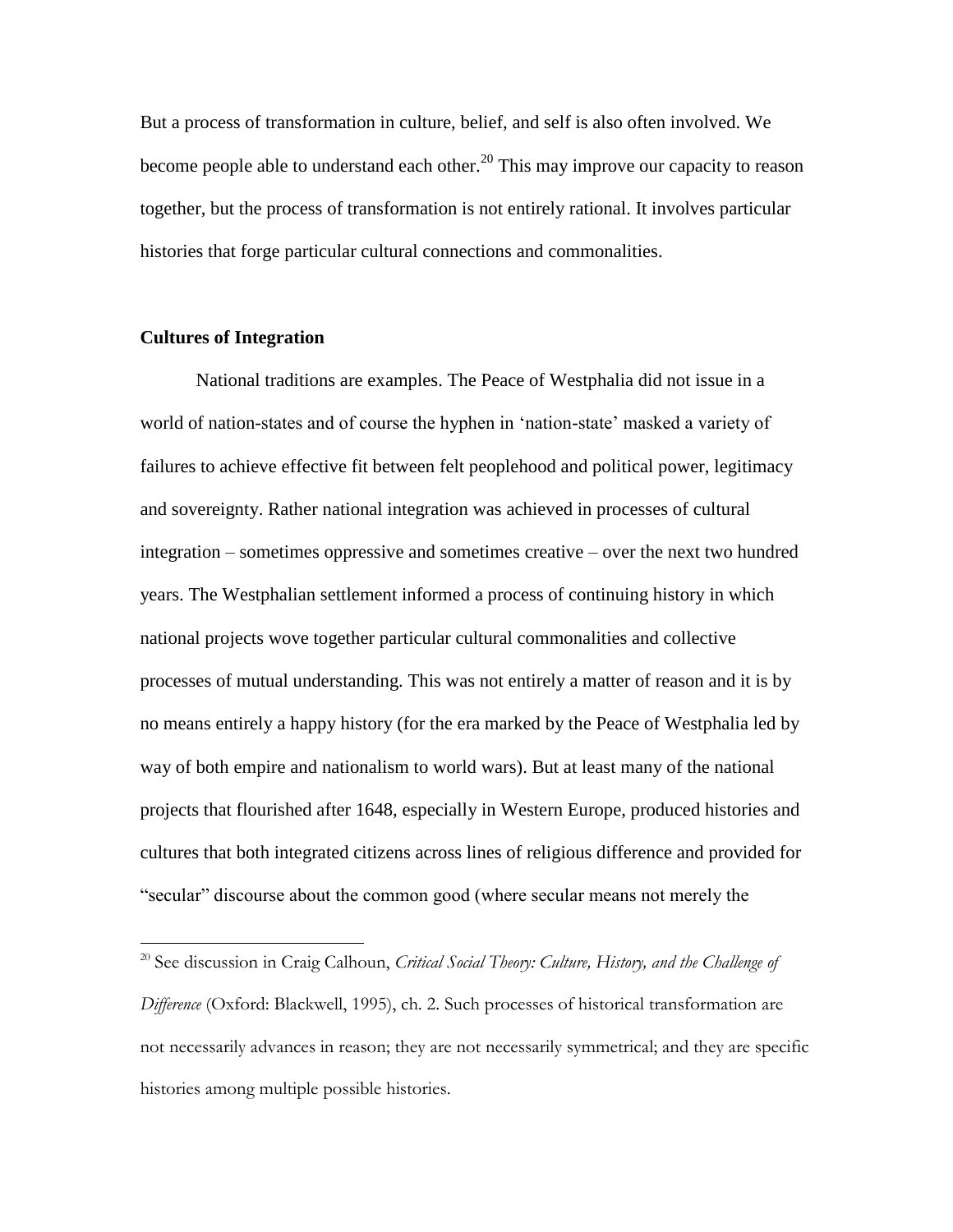But a process of transformation in culture, belief, and self is also often involved. We become people able to understand each other.[20] This may improve our capacity to reason together, but the process of transformation is not entirely rational. It involves particular histories that forge particular cultural connections and commonalities.

## Cultures of Integration

National traditions are examples. The Peace of Westphalia did not issue in a world of nation-states and of course the hyphen in 'nation-state' masked a variety of failures to achieve effective fit between felt peoplehood and political power, legitimacy and sovereignty. Rather national integration was achieved in processes of cultural integration – sometimes oppressive and sometimes creative – over the next two hundred years. The Westphalian settlement informed a process of continuing history in which national projects wove together particular cultural commonalities and collective processes of mutual understanding. This was not entirely a matter of reason and it is by no means entirely a happy history (for the era marked by the Peace of Westphalia led by way of both empire and nationalism to world wars). But at least many of the national projects that flourished after 1648, especially in Western Europe, produced histories and cultures that both integrated citizens across lines of religious difference and provided for "secular" discourse about the common good (where secular means not merely the

[20] See discussion in Craig Calhoun, *Critical Social Theory: Culture, History, and the Challenge of Difference* (Oxford: Blackwell, 1995), ch. 2. Such processes of historical transformation are not necessarily advances in reason; they are not necessarily symmetrical; and they are specific histories among multiple possible histories.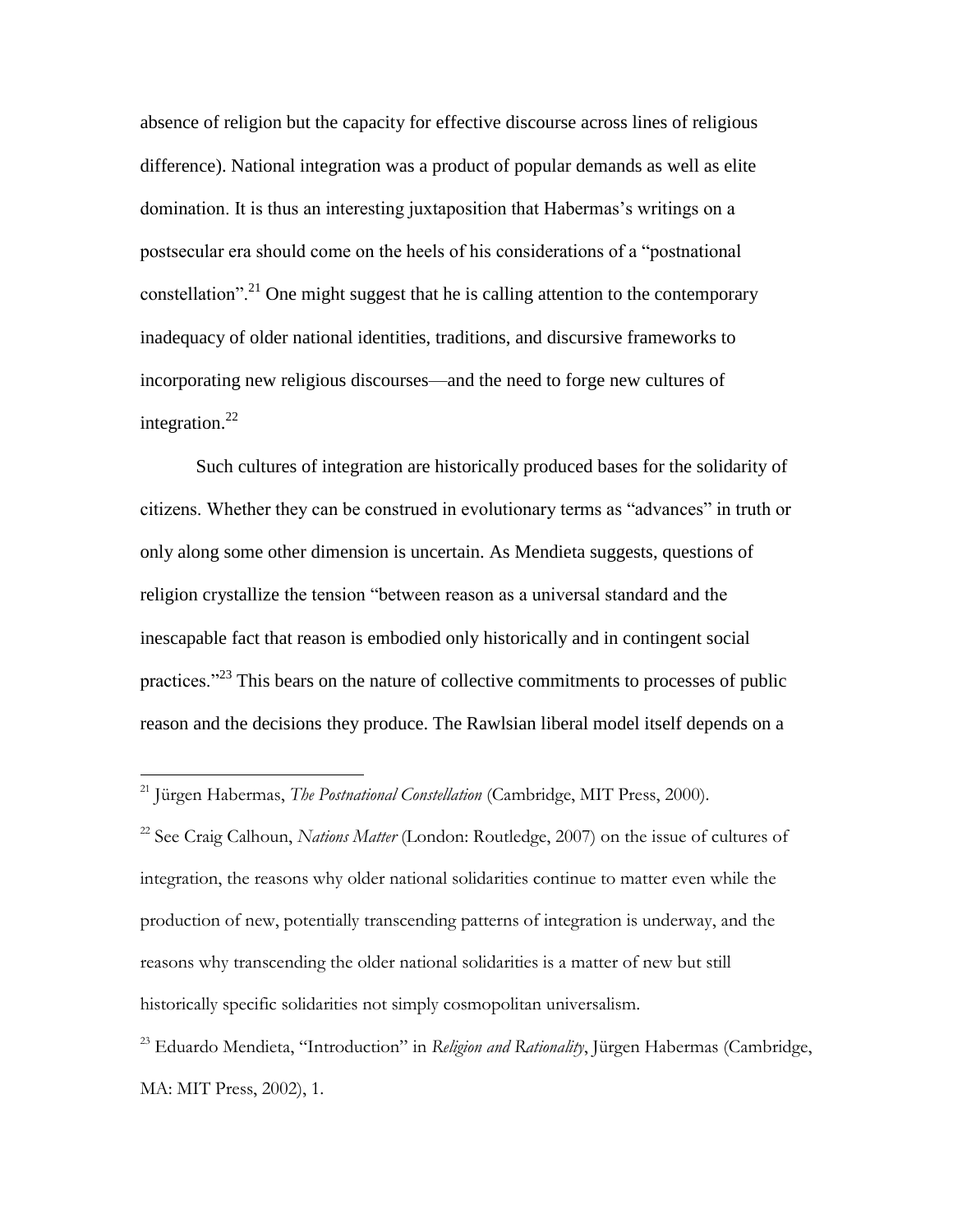absence of religion but the capacity for effective discourse across lines of religious difference). National integration was a product of popular demands as well as elite domination. It is thus an interesting juxtaposition that Habermas's writings on a postsecular era should come on the heels of his considerations of a "postnational constellation".[21] One might suggest that he is calling attention to the contemporary inadequacy of older national identities, traditions, and discursive frameworks to incorporating new religious discourses—and the need to forge new cultures of integration.[22]

Such cultures of integration are historically produced bases for the solidarity of citizens. Whether they can be construed in evolutionary terms as "advances" in truth or only along some other dimension is uncertain. As Mendieta suggests, questions of religion crystallize the tension "between reason as a universal standard and the inescapable fact that reason is embodied only historically and in contingent social practices."[23] This bears on the nature of collective commitments to processes of public reason and the decisions they produce. The Rawlsian liberal model itself depends on a

---

[21] Jürgen Habermas, *The Postnational Constellation* (Cambridge, MIT Press, 2000).

[22] See Craig Calhoun, *Nations Matter* (London: Routledge, 2007) on the issue of cultures of integration, the reasons why older national solidarities continue to matter even while the production of new, potentially transcending patterns of integration is underway, and the reasons why transcending the older national solidarities is a matter of new but still historically specific solidarities not simply cosmopolitan universalism.

[23] Eduardo Mendieta, "Introduction" in *Religion and Rationality*, Jürgen Habermas (Cambridge, MA: MIT Press, 2002), 1.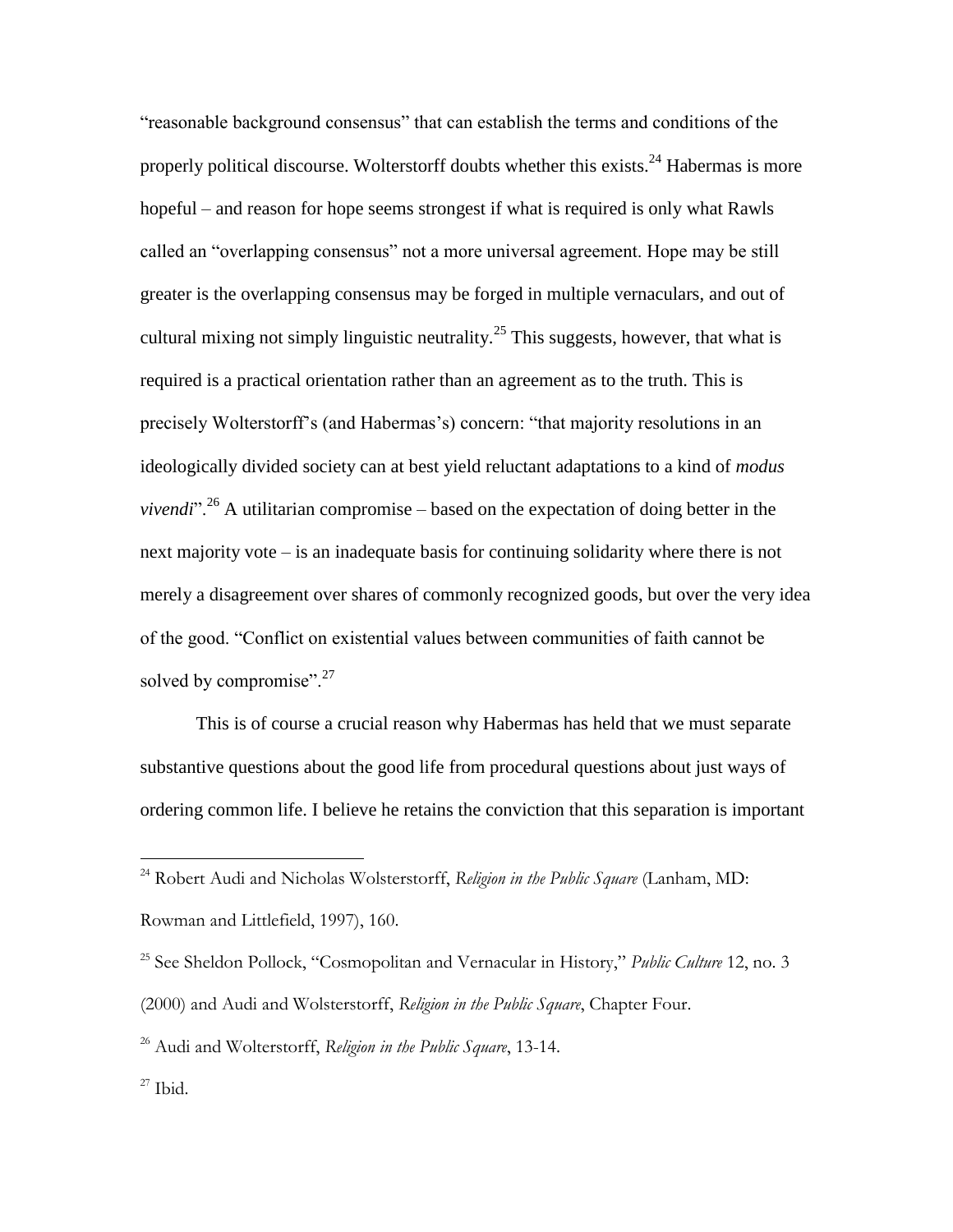"reasonable background consensus" that can establish the terms and conditions of the properly political discourse. Wolterstorff doubts whether this exists.[24] Habermas is more hopeful – and reason for hope seems strongest if what is required is only what Rawls called an "overlapping consensus" not a more universal agreement. Hope may be still greater is the overlapping consensus may be forged in multiple vernaculars, and out of cultural mixing not simply linguistic neutrality.[25] This suggests, however, that what is required is a practical orientation rather than an agreement as to the truth. This is precisely Wolterstorff's (and Habermas's) concern: "that majority resolutions in an ideologically divided society can at best yield reluctant adaptations to a kind of *modus vivendi*".[26] A utilitarian compromise – based on the expectation of doing better in the next majority vote – is an inadequate basis for continuing solidarity where there is not merely a disagreement over shares of commonly recognized goods, but over the very idea of the good. "Conflict on existential values between communities of faith cannot be solved by compromise".[27]

This is of course a crucial reason why Habermas has held that we must separate substantive questions about the good life from procedural questions about just ways of ordering common life. I believe he retains the conviction that this separation is important

---

[24] Robert Audi and Nicholas Wolsterstorff, *Religion in the Public Square* (Lanham, MD: Rowman and Littlefield, 1997), 160.

[25] See Sheldon Pollock, "Cosmopolitan and Vernacular in History," *Public Culture* 12, no. 3 (2000) and Audi and Wolsterstorff, *Religion in the Public Square*, Chapter Four.

[26] Audi and Wolsterstorff, *Religion in the Public Square*, 13-14.

[27] Ibid.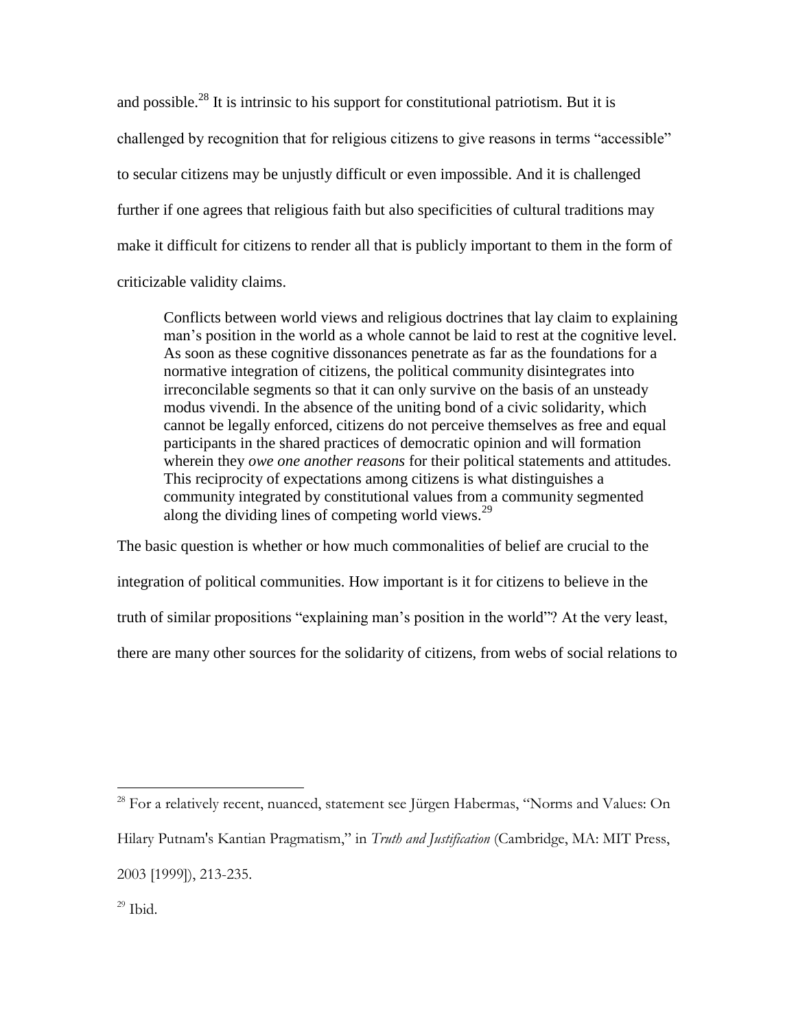and possible.[28] It is intrinsic to his support for constitutional patriotism. But it is challenged by recognition that for religious citizens to give reasons in terms "accessible" to secular citizens may be unjustly difficult or even impossible. And it is challenged further if one agrees that religious faith but also specificities of cultural traditions may make it difficult for citizens to render all that is publicly important to them in the form of criticizable validity claims.

> Conflicts between world views and religious doctrines that lay claim to explaining man's position in the world as a whole cannot be laid to rest at the cognitive level. As soon as these cognitive dissonances penetrate as far as the foundations for a normative integration of citizens, the political community disintegrates into irreconcilable segments so that it can only survive on the basis of an unsteady modus vivendi. In the absence of the uniting bond of a civic solidarity, which cannot be legally enforced, citizens do not perceive themselves as free and equal participants in the shared practices of democratic opinion and will formation wherein they *owe one another reasons* for their political statements and attitudes. This reciprocity of expectations among citizens is what distinguishes a community integrated by constitutional values from a community segmented along the dividing lines of competing world views.[29]

The basic question is whether or how much commonalities of belief are crucial to the integration of political communities. How important is it for citizens to believe in the truth of similar propositions "explaining man's position in the world"? At the very least, there are many other sources for the solidarity of citizens, from webs of social relations to

---

[28] For a relatively recent, nuanced, statement see Jürgen Habermas, "Norms and Values: On Hilary Putnam's Kantian Pragmatism," in *Truth and Justification* (Cambridge, MA: MIT Press, 2003 [1999]), 213-235.

[29] Ibid.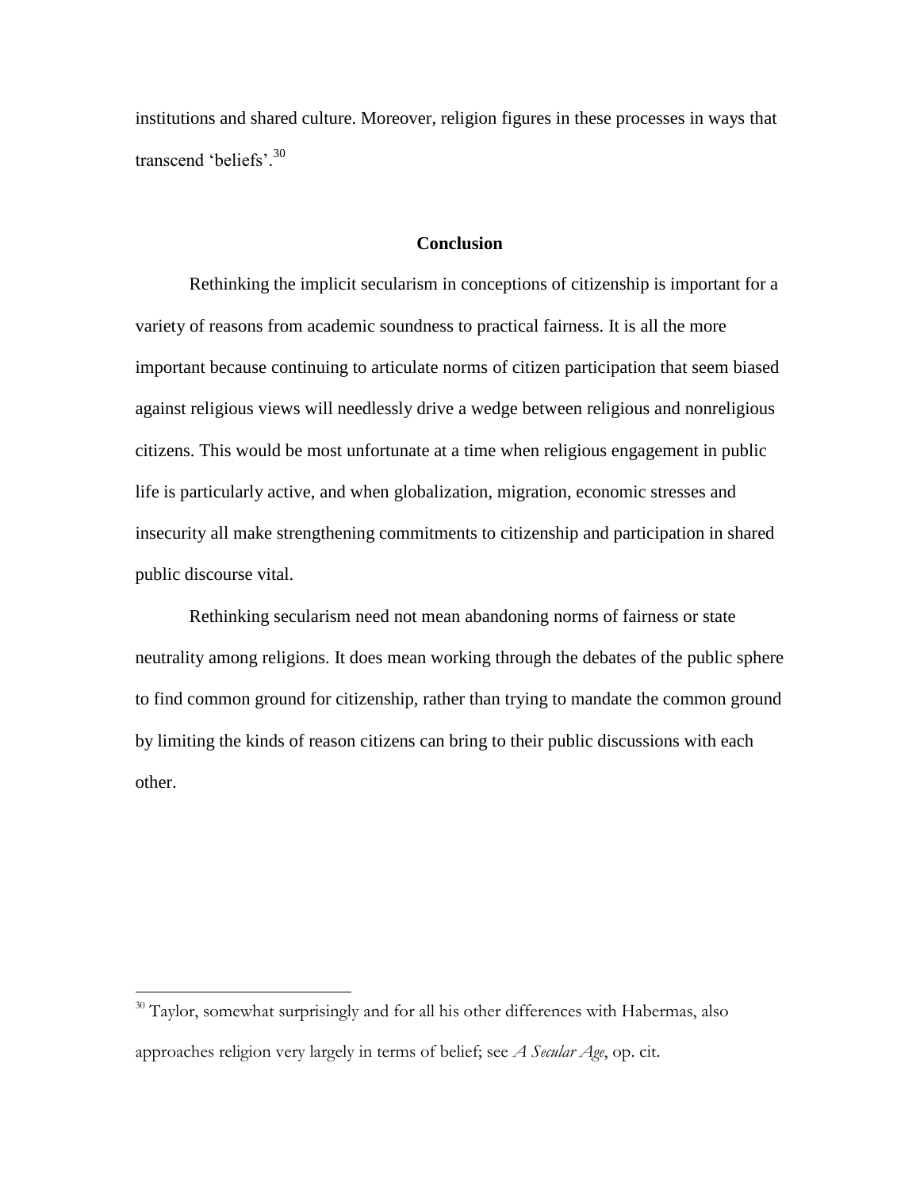institutions and shared culture. Moreover, religion figures in these processes in ways that transcend 'beliefs'.[30]

## Conclusion

Rethinking the implicit secularism in conceptions of citizenship is important for a variety of reasons from academic soundness to practical fairness. It is all the more important because continuing to articulate norms of citizen participation that seem biased against religious views will needlessly drive a wedge between religious and nonreligious citizens. This would be most unfortunate at a time when religious engagement in public life is particularly active, and when globalization, migration, economic stresses and insecurity all make strengthening commitments to citizenship and participation in shared public discourse vital.

Rethinking secularism need not mean abandoning norms of fairness or state neutrality among religions. It does mean working through the debates of the public sphere to find common ground for citizenship, rather than trying to mandate the common ground by limiting the kinds of reason citizens can bring to their public discussions with each other.

---

[30] Taylor, somewhat surprisingly and for all his other differences with Habermas, also approaches religion very largely in terms of belief; see *A Secular Age*, op. cit.